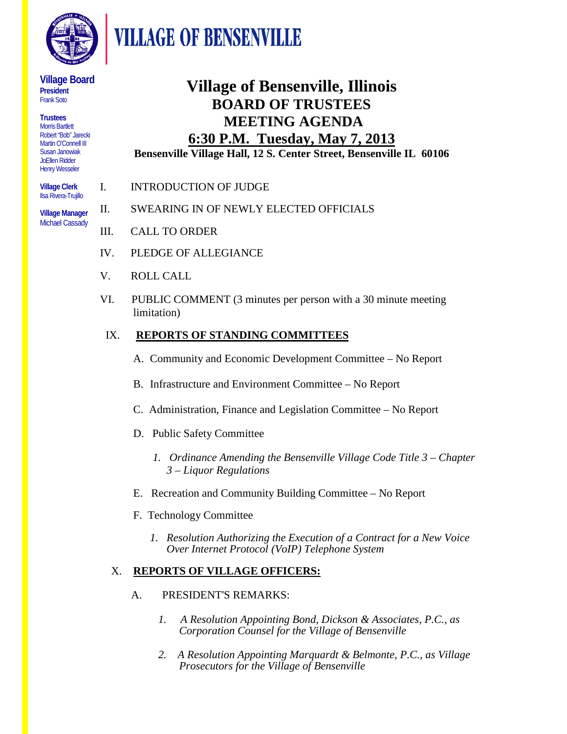# VILLAGE OF BENSENVILLE

**Village Board**
**President**
Frank Soto

**Trustees**
Morris Bartlett
Robert "Bob" Jarecki
Martin O'Connell III
Susan Janowiak
JoEllen Ridder
Henry Wesseler

**Village Clerk**
Ilsa Rivera-Trujillo

**Village Manager**
Michael Cassady

# Village of Bensenville, Illinois
## BOARD OF TRUSTEES
## MEETING AGENDA
## 6:30 P.M. Tuesday, May 7, 2013

**Bensenville Village Hall, 12 S. Center Street, Bensenville IL 60106**

I. INTRODUCTION OF JUDGE

II. SWEARING IN OF NEWLY ELECTED OFFICIALS

III. CALL TO ORDER

IV. PLEDGE OF ALLEGIANCE

V. ROLL CALL

VI. PUBLIC COMMENT (3 minutes per person with a 30 minute meeting limitation)

IX. **REPORTS OF STANDING COMMITTEES**

A. Community and Economic Development Committee – No Report

B. Infrastructure and Environment Committee – No Report

C. Administration, Finance and Legislation Committee – No Report

D. Public Safety Committee

1. *Ordinance Amending the Bensenville Village Code Title 3 – Chapter 3 – Liquor Regulations*

E. Recreation and Community Building Committee – No Report

F. Technology Committee

1. *Resolution Authorizing the Execution of a Contract for a New Voice Over Internet Protocol (VoIP) Telephone System*

X. **REPORTS OF VILLAGE OFFICERS:**

A. PRESIDENT'S REMARKS:

1. *A Resolution Appointing Bond, Dickson & Associates, P.C., as Corporation Counsel for the Village of Bensenville*

2. *A Resolution Appointing Marquardt & Belmonte, P.C., as Village Prosecutors for the Village of Bensenville*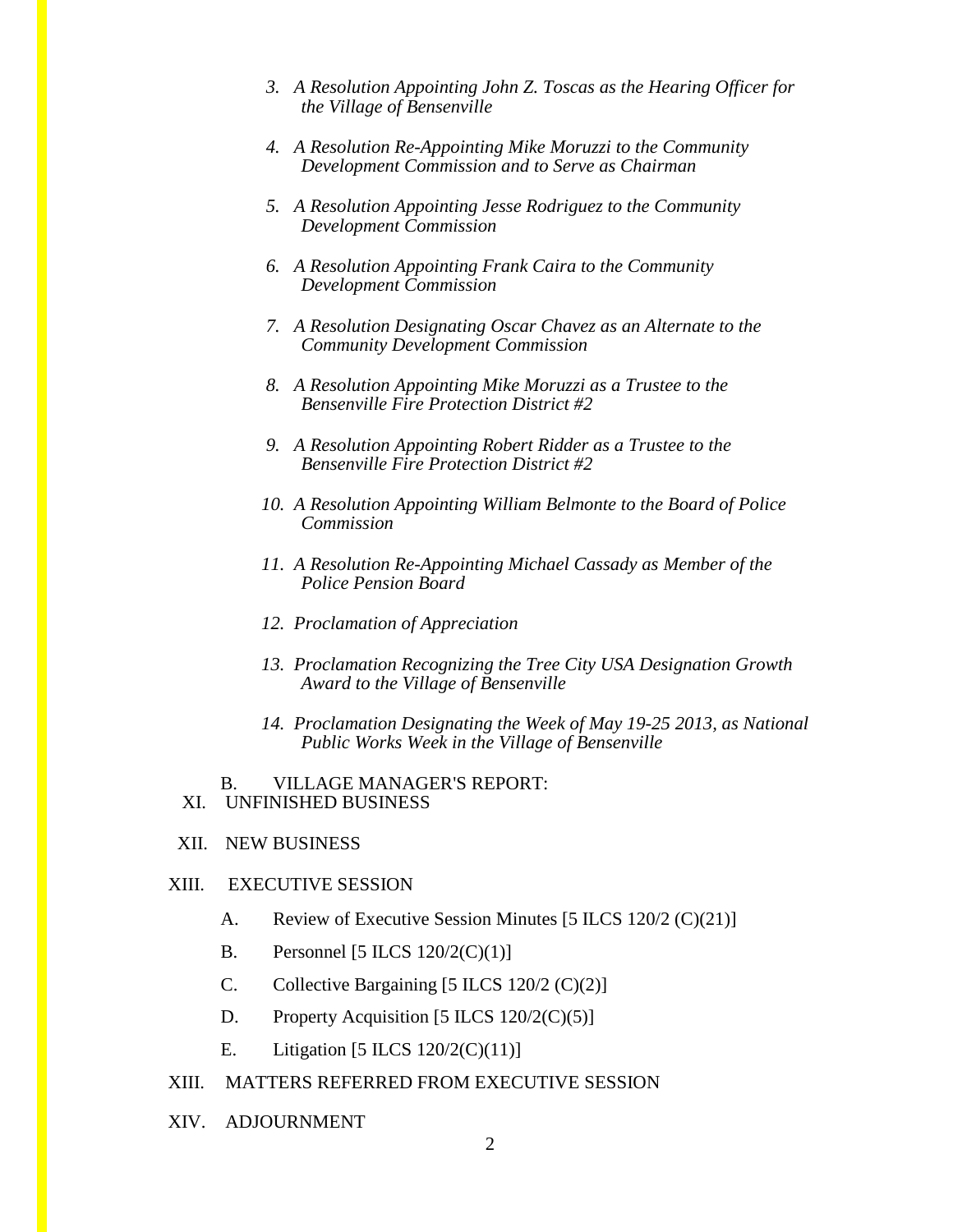3. *A Resolution Appointing John Z. Toscas as the Hearing Officer for the Village of Bensenville*

4. *A Resolution Re-Appointing Mike Moruzzi to the Community Development Commission and to Serve as Chairman*

5. *A Resolution Appointing Jesse Rodriguez to the Community Development Commission*

6. *A Resolution Appointing Frank Caira to the Community Development Commission*

7. *A Resolution Designating Oscar Chavez as an Alternate to the Community Development Commission*

8. *A Resolution Appointing Mike Moruzzi as a Trustee to the Bensenville Fire Protection District #2*

9. *A Resolution Appointing Robert Ridder as a Trustee to the Bensenville Fire Protection District #2*

10. *A Resolution Appointing William Belmonte to the Board of Police Commission*

11. *A Resolution Re-Appointing Michael Cassady as Member of the Police Pension Board*

12. *Proclamation of Appreciation*

13. *Proclamation Recognizing the Tree City USA Designation Growth Award to the Village of Bensenville*

14. *Proclamation Designating the Week of May 19-25 2013, as National Public Works Week in the Village of Bensenville*

B. VILLAGE MANAGER'S REPORT:

XI. UNFINISHED BUSINESS

XII. NEW BUSINESS

XIII. EXECUTIVE SESSION

A. Review of Executive Session Minutes [5 ILCS 120/2 (C)(21)]

B. Personnel [5 ILCS 120/2(C)(1)]

C. Collective Bargaining [5 ILCS 120/2 (C)(2)]

D. Property Acquisition [5 ILCS 120/2(C)(5)]

E. Litigation [5 ILCS 120/2(C)(11)]

XIII. MATTERS REFERRED FROM EXECUTIVE SESSION

XIV. ADJOURNMENT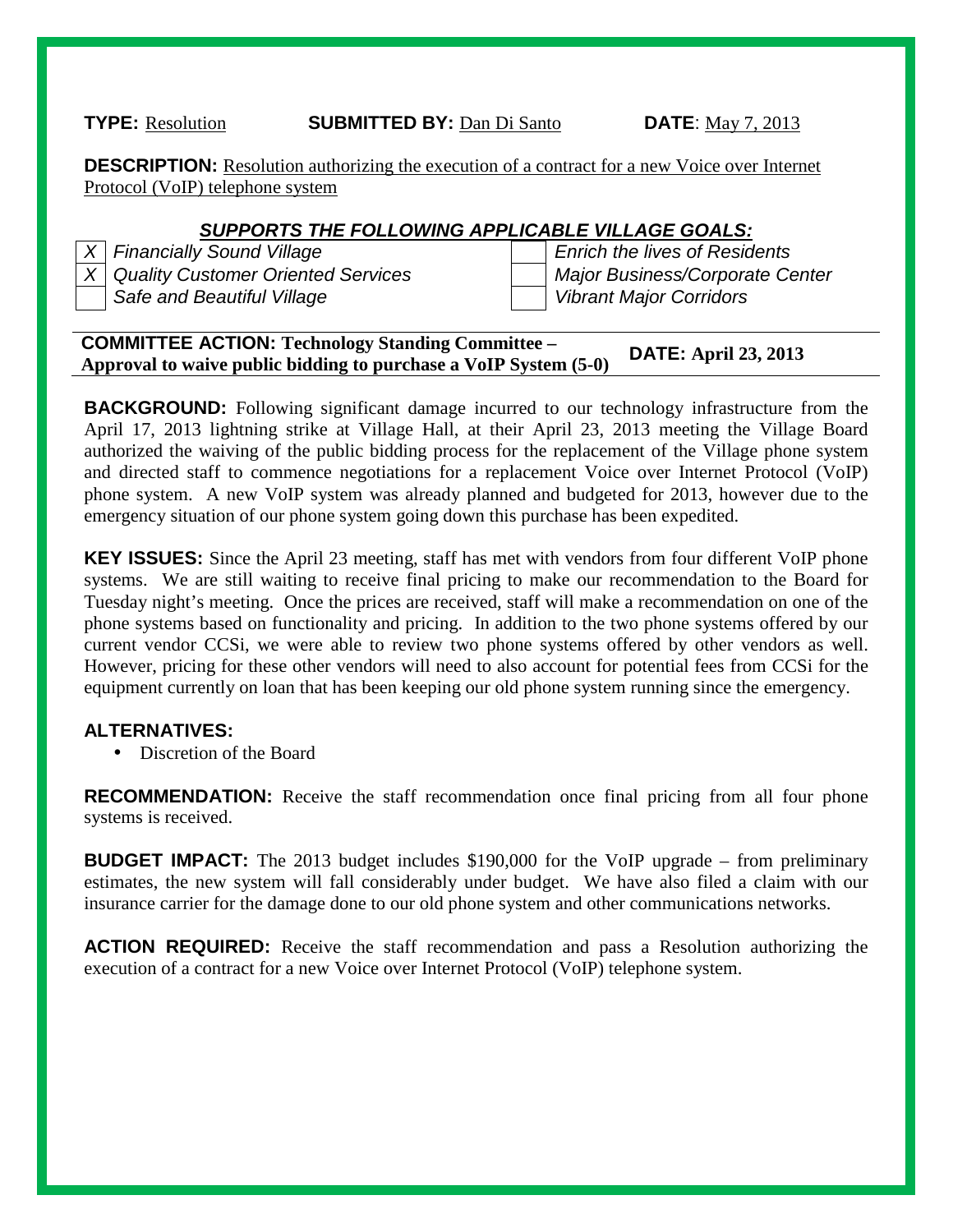**TYPE:** Resolution **SUBMITTED BY:** Dan Di Santo **DATE**: May 7, 2013

**DESCRIPTION:** Resolution authorizing the execution of a contract for a new Voice over Internet Protocol (VoIP) telephone system

***SUPPORTS THE FOLLOWING APPLICABLE VILLAGE GOALS:***

| | | | |
|---|---|---|---|
| X | *Financially Sound Village* | | *Enrich the lives of Residents* |
| X | *Quality Customer Oriented Services* | | *Major Business/Corporate Center* |
| | *Safe and Beautiful Village* | | *Vibrant Major Corridors* |

**COMMITTEE ACTION: Technology Standing Committee – Approval to waive public bidding to purchase a VoIP System (5-0)** **DATE: April 23, 2013**

**BACKGROUND:** Following significant damage incurred to our technology infrastructure from the April 17, 2013 lightning strike at Village Hall, at their April 23, 2013 meeting the Village Board authorized the waiving of the public bidding process for the replacement of the Village phone system and directed staff to commence negotiations for a replacement Voice over Internet Protocol (VoIP) phone system. A new VoIP system was already planned and budgeted for 2013, however due to the emergency situation of our phone system going down this purchase has been expedited.

**KEY ISSUES:** Since the April 23 meeting, staff has met with vendors from four different VoIP phone systems. We are still waiting to receive final pricing to make our recommendation to the Board for Tuesday night's meeting. Once the prices are received, staff will make a recommendation on one of the phone systems based on functionality and pricing. In addition to the two phone systems offered by our current vendor CCSi, we were able to review two phone systems offered by other vendors as well. However, pricing for these other vendors will need to also account for potential fees from CCSi for the equipment currently on loan that has been keeping our old phone system running since the emergency.

**ALTERNATIVES:**

- Discretion of the Board

**RECOMMENDATION:** Receive the staff recommendation once final pricing from all four phone systems is received.

**BUDGET IMPACT:** The 2013 budget includes $190,000 for the VoIP upgrade – from preliminary estimates, the new system will fall considerably under budget. We have also filed a claim with our insurance carrier for the damage done to our old phone system and other communications networks.

**ACTION REQUIRED:** Receive the staff recommendation and pass a Resolution authorizing the execution of a contract for a new Voice over Internet Protocol (VoIP) telephone system.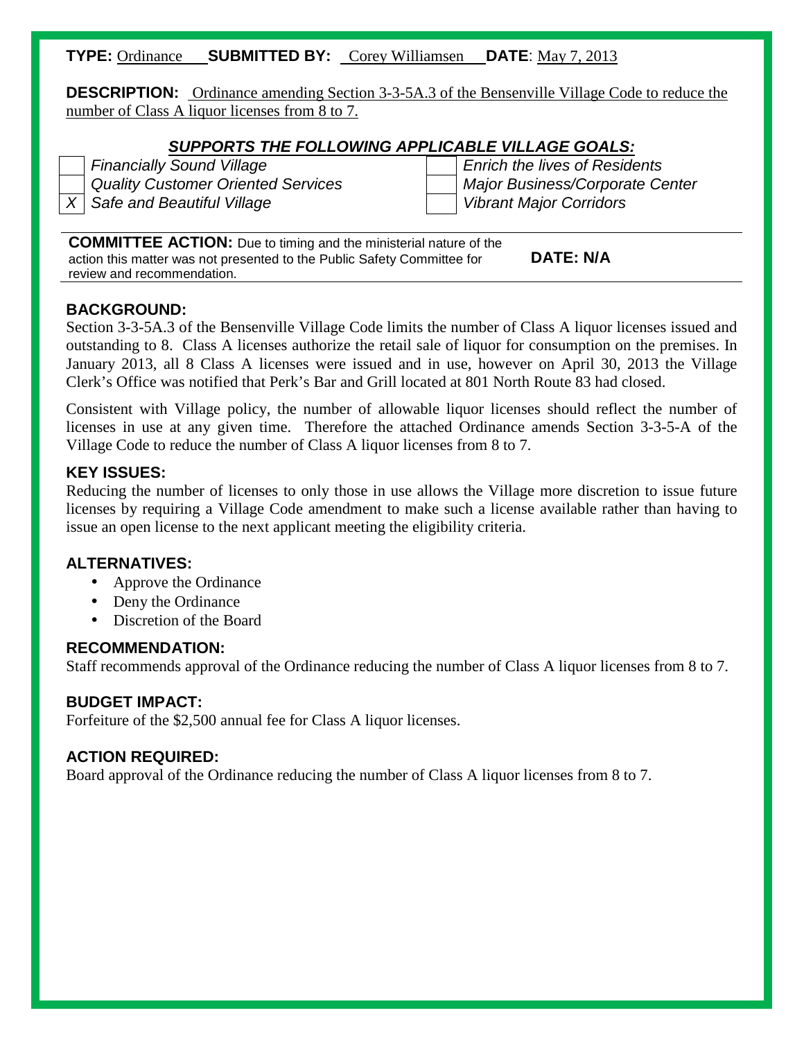**TYPE:** Ordinance **SUBMITTED BY:** Corey Williamsen **DATE**: May 7, 2013

**DESCRIPTION:** Ordinance amending Section 3-3-5A.3 of the Bensenville Village Code to reduce the number of Class A liquor licenses from 8 to 7.

***SUPPORTS THE FOLLOWING APPLICABLE VILLAGE GOALS:***

| | | | |
|---|---|---|---|
| | *Financially Sound Village* | | *Enrich the lives of Residents* |
| | *Quality Customer Oriented Services* | | *Major Business/Corporate Center* |
| *X* | *Safe and Beautiful Village* | | *Vibrant Major Corridors* |

**COMMITTEE ACTION:** Due to timing and the ministerial nature of the action this matter was not presented to the Public Safety Committee for review and recommendation. **DATE: N/A**

## BACKGROUND:

Section 3-3-5A.3 of the Bensenville Village Code limits the number of Class A liquor licenses issued and outstanding to 8. Class A licenses authorize the retail sale of liquor for consumption on the premises. In January 2013, all 8 Class A licenses were issued and in use, however on April 30, 2013 the Village Clerk's Office was notified that Perk's Bar and Grill located at 801 North Route 83 had closed.

Consistent with Village policy, the number of allowable liquor licenses should reflect the number of licenses in use at any given time. Therefore the attached Ordinance amends Section 3-3-5-A of the Village Code to reduce the number of Class A liquor licenses from 8 to 7.

## KEY ISSUES:

Reducing the number of licenses to only those in use allows the Village more discretion to issue future licenses by requiring a Village Code amendment to make such a license available rather than having to issue an open license to the next applicant meeting the eligibility criteria.

## ALTERNATIVES:

- Approve the Ordinance
- Deny the Ordinance
- Discretion of the Board

## RECOMMENDATION:

Staff recommends approval of the Ordinance reducing the number of Class A liquor licenses from 8 to 7.

## BUDGET IMPACT:

Forfeiture of the $2,500 annual fee for Class A liquor licenses.

## ACTION REQUIRED:

Board approval of the Ordinance reducing the number of Class A liquor licenses from 8 to 7.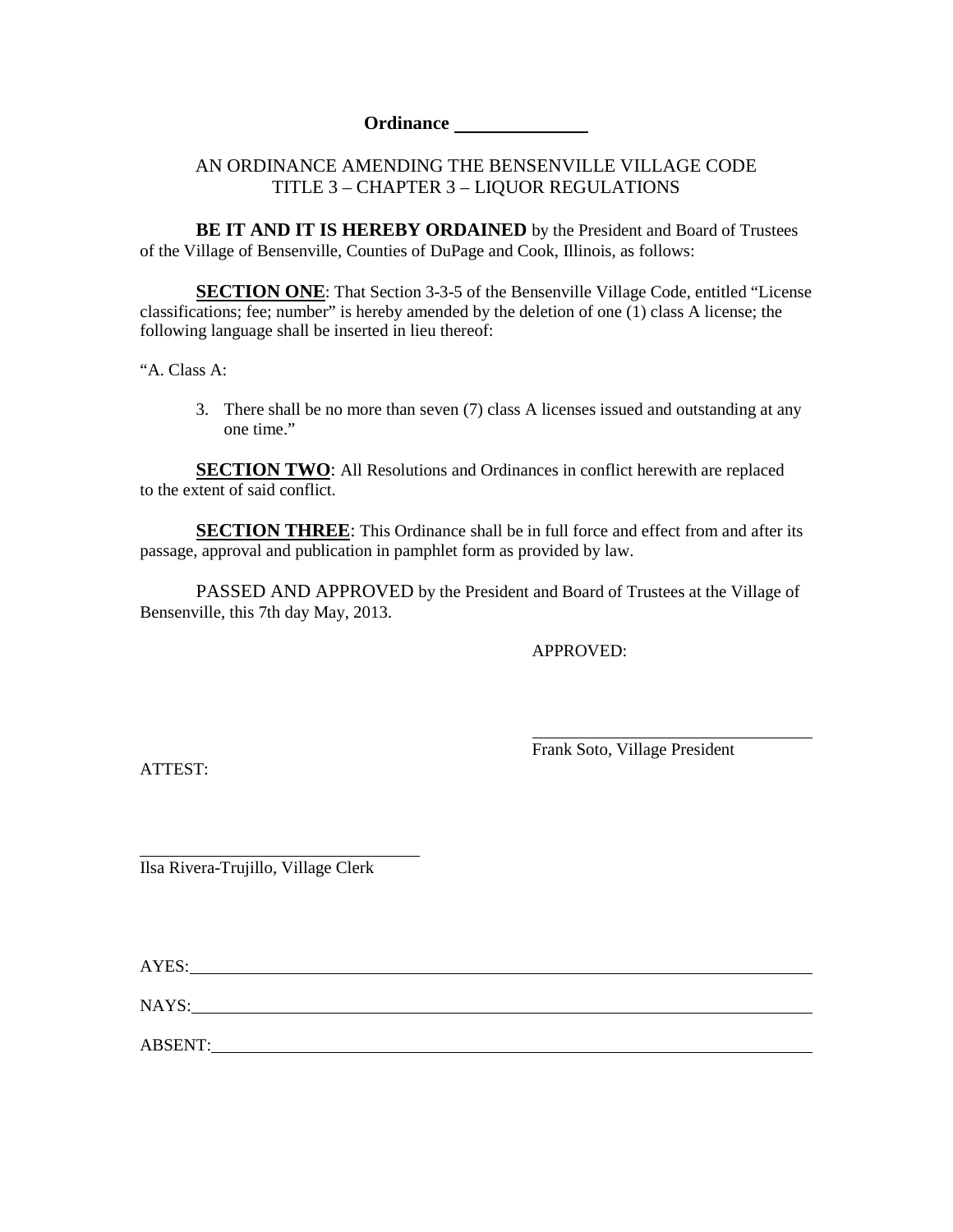**Ordinance \_\_\_\_\_\_\_\_\_\_\_\_\_\_**

AN ORDINANCE AMENDING THE BENSENVILLE VILLAGE CODE
TITLE 3 – CHAPTER 3 – LIQUOR REGULATIONS

**BE IT AND IT IS HEREBY ORDAINED** by the President and Board of Trustees of the Village of Bensenville, Counties of DuPage and Cook, Illinois, as follows:

**SECTION ONE**: That Section 3-3-5 of the Bensenville Village Code, entitled "License classifications; fee; number" is hereby amended by the deletion of one (1) class A license; the following language shall be inserted in lieu thereof:

"A. Class A:

3. There shall be no more than seven (7) class A licenses issued and outstanding at any one time."

**SECTION TWO**: All Resolutions and Ordinances in conflict herewith are replaced to the extent of said conflict.

**SECTION THREE**: This Ordinance shall be in full force and effect from and after its passage, approval and publication in pamphlet form as provided by law.

PASSED AND APPROVED by the President and Board of Trustees at the Village of Bensenville, this 7th day May, 2013.

APPROVED:

\_\_\_\_\_\_\_\_\_\_\_\_\_\_\_\_\_\_\_\_\_\_\_\_\_\_\_\_\_\_\_\_
Frank Soto, Village President

ATTEST:

\_\_\_\_\_\_\_\_\_\_\_\_\_\_\_\_\_\_\_\_\_\_\_\_\_\_\_\_\_\_\_\_
Ilsa Rivera-Trujillo, Village Clerk

AYES: \_\_\_\_\_\_\_\_\_\_\_\_\_\_\_\_\_\_\_\_\_\_\_\_\_\_\_\_\_\_\_\_\_\_\_\_\_\_\_\_

NAYS: \_\_\_\_\_\_\_\_\_\_\_\_\_\_\_\_\_\_\_\_\_\_\_\_\_\_\_\_\_\_\_\_\_\_\_\_\_\_\_\_

ABSENT: \_\_\_\_\_\_\_\_\_\_\_\_\_\_\_\_\_\_\_\_\_\_\_\_\_\_\_\_\_\_\_\_\_\_\_\_\_\_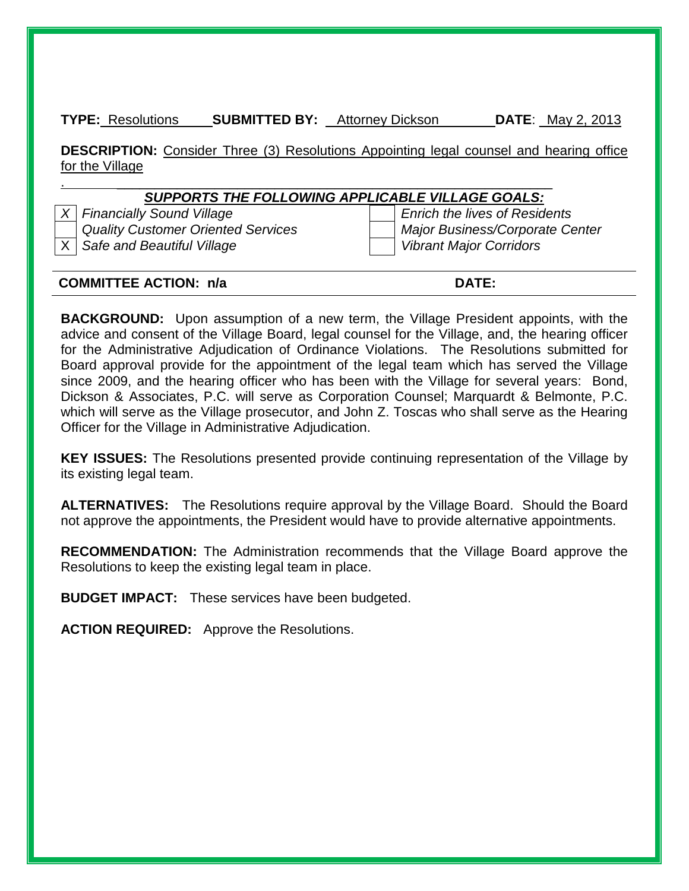**TYPE:** Resolutions **SUBMITTED BY:** Attorney Dickson **DATE**: May 2, 2013

**DESCRIPTION:** Consider Three (3) Resolutions Appointing legal counsel and hearing office for the Village

.

***SUPPORTS THE FOLLOWING APPLICABLE VILLAGE GOALS:***

| | | | |
|---|---|---|---|
| *X* | *Financially Sound Village* | | *Enrich the lives of Residents* |
| | *Quality Customer Oriented Services* | | *Major Business/Corporate Center* |
| X | *Safe and Beautiful Village* | | *Vibrant Major Corridors* |

**COMMITTEE ACTION: n/a** **DATE:**

**BACKGROUND:** Upon assumption of a new term, the Village President appoints, with the advice and consent of the Village Board, legal counsel for the Village, and, the hearing officer for the Administrative Adjudication of Ordinance Violations. The Resolutions submitted for Board approval provide for the appointment of the legal team which has served the Village since 2009, and the hearing officer who has been with the Village for several years: Bond, Dickson & Associates, P.C. will serve as Corporation Counsel; Marquardt & Belmonte, P.C. which will serve as the Village prosecutor, and John Z. Toscas who shall serve as the Hearing Officer for the Village in Administrative Adjudication.

**KEY ISSUES:** The Resolutions presented provide continuing representation of the Village by its existing legal team.

**ALTERNATIVES:** The Resolutions require approval by the Village Board. Should the Board not approve the appointments, the President would have to provide alternative appointments.

**RECOMMENDATION:** The Administration recommends that the Village Board approve the Resolutions to keep the existing legal team in place.

**BUDGET IMPACT:** These services have been budgeted.

**ACTION REQUIRED:** Approve the Resolutions.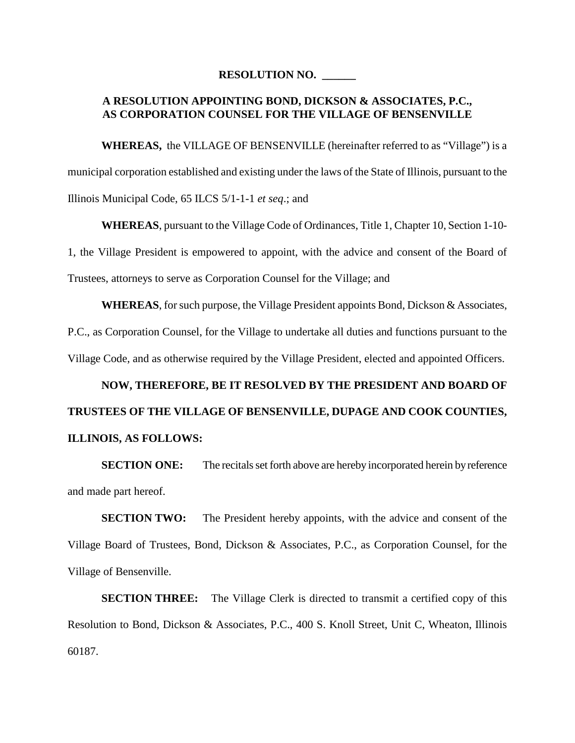**RESOLUTION NO. ______**

**A RESOLUTION APPOINTING BOND, DICKSON & ASSOCIATES, P.C., AS CORPORATION COUNSEL FOR THE VILLAGE OF BENSENVILLE**

**WHEREAS,** the VILLAGE OF BENSENVILLE (hereinafter referred to as "Village") is a municipal corporation established and existing under the laws of the State of Illinois, pursuant to the Illinois Municipal Code, 65 ILCS 5/1-1-1 *et seq*.; and

**WHEREAS**, pursuant to the Village Code of Ordinances, Title 1, Chapter 10, Section 1-10-1, the Village President is empowered to appoint, with the advice and consent of the Board of Trustees, attorneys to serve as Corporation Counsel for the Village; and

**WHEREAS**, for such purpose, the Village President appoints Bond, Dickson & Associates, P.C., as Corporation Counsel, for the Village to undertake all duties and functions pursuant to the Village Code, and as otherwise required by the Village President, elected and appointed Officers.

**NOW, THEREFORE, BE IT RESOLVED BY THE PRESIDENT AND BOARD OF TRUSTEES OF THE VILLAGE OF BENSENVILLE, DUPAGE AND COOK COUNTIES, ILLINOIS, AS FOLLOWS:**

**SECTION ONE:** The recitals set forth above are hereby incorporated herein by reference and made part hereof.

**SECTION TWO:** The President hereby appoints, with the advice and consent of the Village Board of Trustees, Bond, Dickson & Associates, P.C., as Corporation Counsel, for the Village of Bensenville.

**SECTION THREE:** The Village Clerk is directed to transmit a certified copy of this Resolution to Bond, Dickson & Associates, P.C., 400 S. Knoll Street, Unit C, Wheaton, Illinois 60187.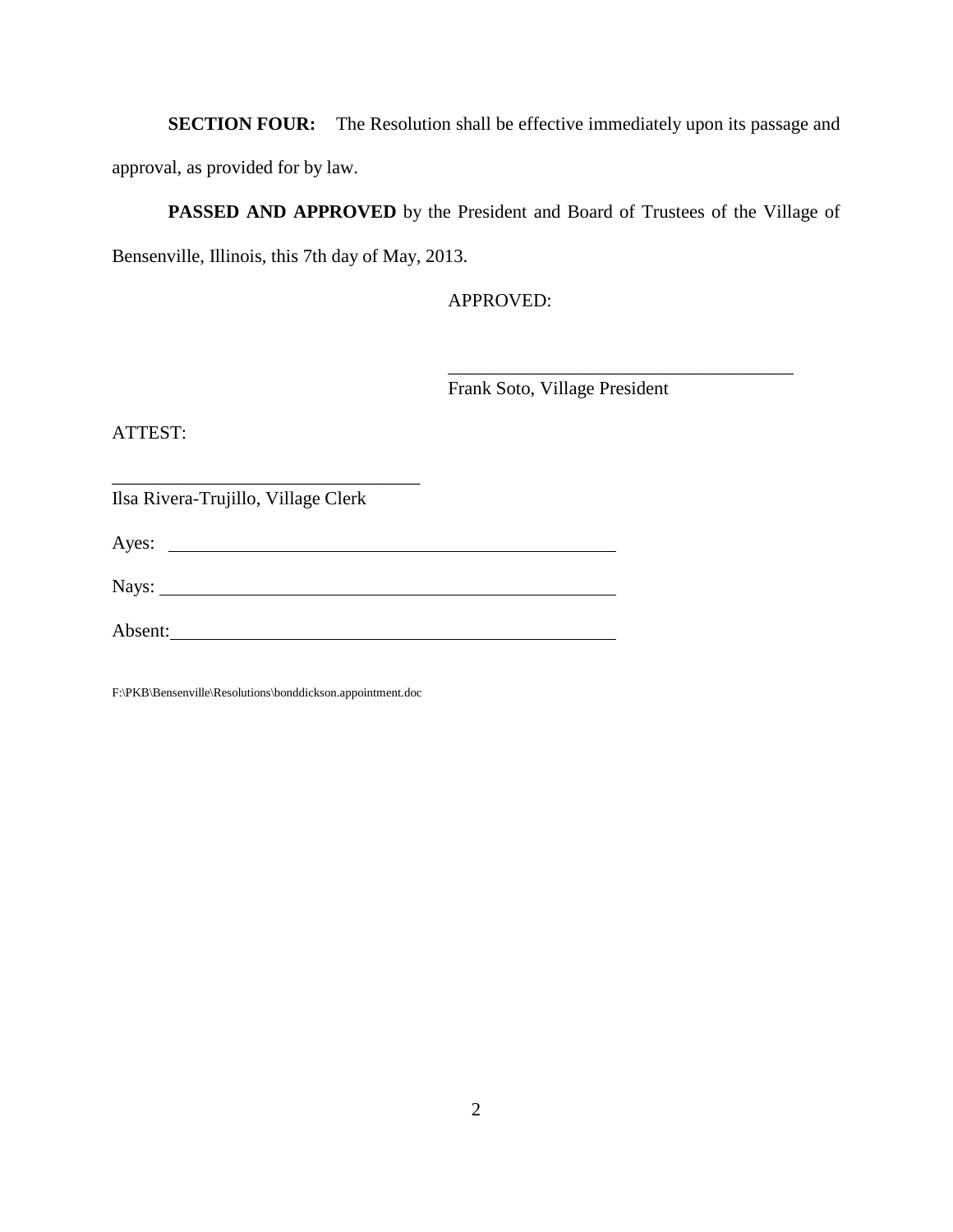**SECTION FOUR:** The Resolution shall be effective immediately upon its passage and approval, as provided for by law.

**PASSED AND APPROVED** by the President and Board of Trustees of the Village of Bensenville, Illinois, this 7th day of May, 2013.

APPROVED:

_____________________________________
Frank Soto, Village President

ATTEST:

_________________________________
Ilsa Rivera-Trujillo, Village Clerk

Ayes: _______________________________________________

Nays: _______________________________________________

Absent: _____________________________________________

F:\PKB\Bensenville\Resolutions\bonddickson.appointment.doc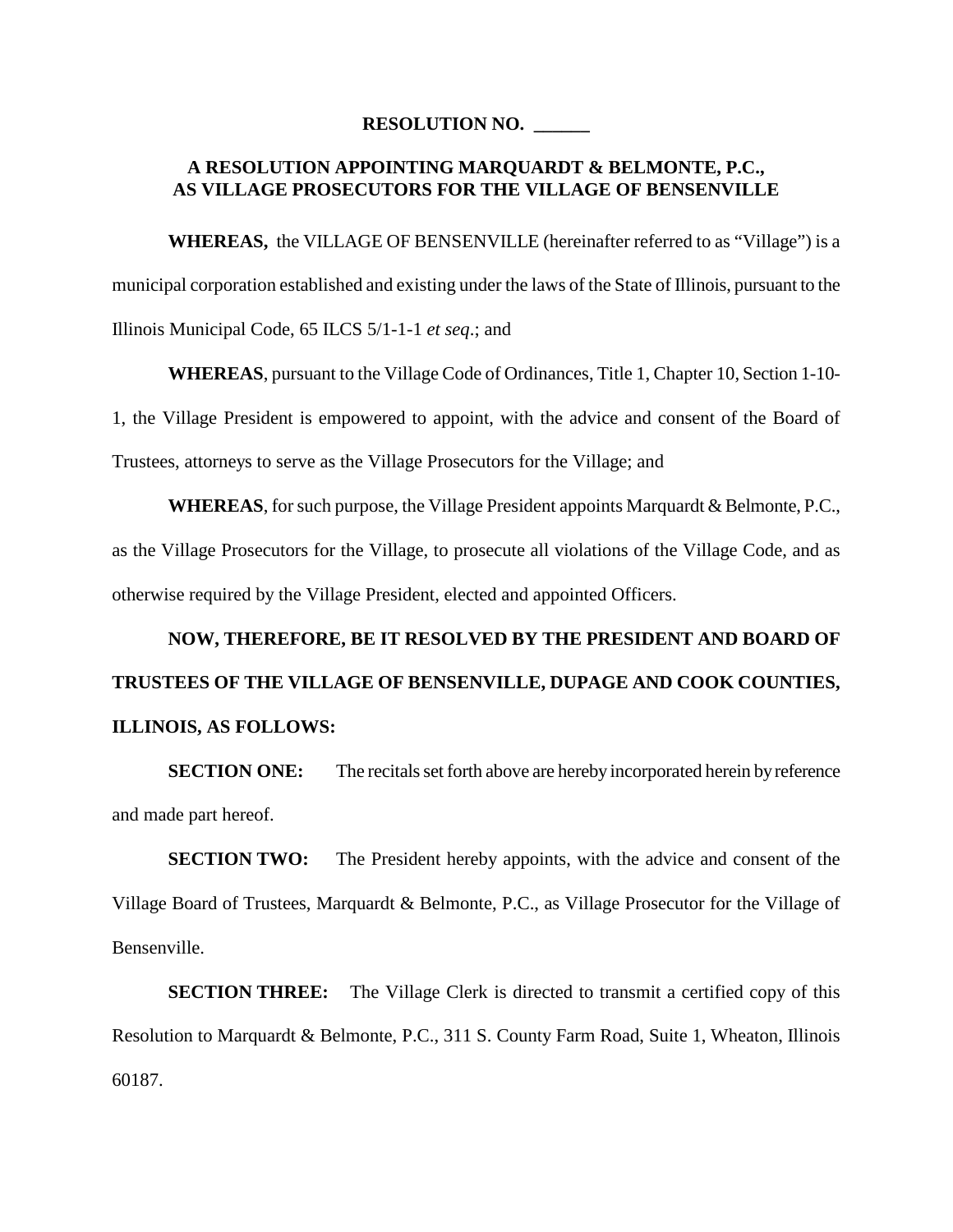**RESOLUTION NO. ______**

**A RESOLUTION APPOINTING MARQUARDT & BELMONTE, P.C., AS VILLAGE PROSECUTORS FOR THE VILLAGE OF BENSENVILLE**

**WHEREAS,** the VILLAGE OF BENSENVILLE (hereinafter referred to as "Village") is a municipal corporation established and existing under the laws of the State of Illinois, pursuant to the Illinois Municipal Code, 65 ILCS 5/1-1-1 *et seq*.; and

**WHEREAS**, pursuant to the Village Code of Ordinances, Title 1, Chapter 10, Section 1-10-1, the Village President is empowered to appoint, with the advice and consent of the Board of Trustees, attorneys to serve as the Village Prosecutors for the Village; and

**WHEREAS**, for such purpose, the Village President appoints Marquardt & Belmonte, P.C., as the Village Prosecutors for the Village, to prosecute all violations of the Village Code, and as otherwise required by the Village President, elected and appointed Officers.

**NOW, THEREFORE, BE IT RESOLVED BY THE PRESIDENT AND BOARD OF TRUSTEES OF THE VILLAGE OF BENSENVILLE, DUPAGE AND COOK COUNTIES, ILLINOIS, AS FOLLOWS:**

**SECTION ONE:** The recitals set forth above are hereby incorporated herein by reference and made part hereof.

**SECTION TWO:** The President hereby appoints, with the advice and consent of the Village Board of Trustees, Marquardt & Belmonte, P.C., as Village Prosecutor for the Village of Bensenville.

**SECTION THREE:** The Village Clerk is directed to transmit a certified copy of this Resolution to Marquardt & Belmonte, P.C., 311 S. County Farm Road, Suite 1, Wheaton, Illinois 60187.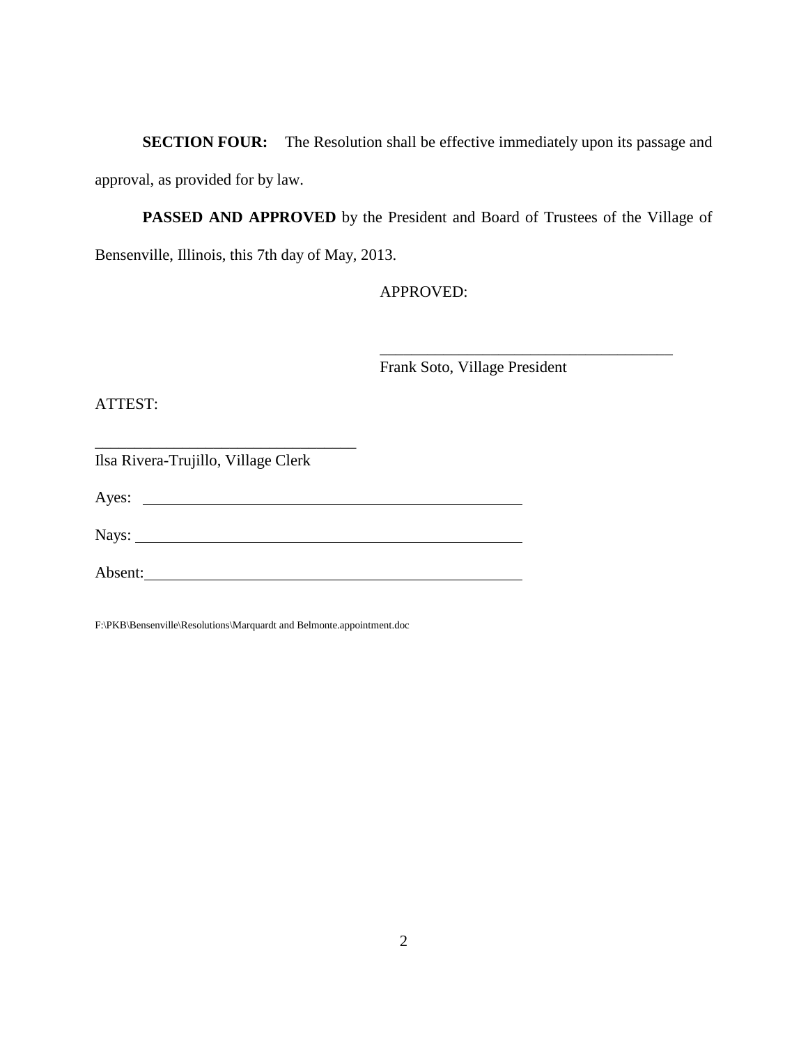**SECTION FOUR:** The Resolution shall be effective immediately upon its passage and approval, as provided for by law.

**PASSED AND APPROVED** by the President and Board of Trustees of the Village of Bensenville, Illinois, this 7th day of May, 2013.

APPROVED:

\_\_\_\_\_\_\_\_\_\_\_\_\_\_\_\_\_\_\_\_\_\_\_\_\_\_\_\_\_\_\_\_\_\_\_\_\_\_

Frank Soto, Village President

ATTEST:

\_\_\_\_\_\_\_\_\_\_\_\_\_\_\_\_\_\_\_\_\_\_\_\_\_\_\_\_\_\_\_\_\_\_

Ilsa Rivera-Trujillo, Village Clerk

Ayes: \_\_\_\_\_\_\_\_\_\_\_\_\_\_\_\_\_\_\_\_\_\_\_\_\_\_\_\_\_\_\_\_\_\_\_\_\_\_\_\_\_\_\_\_\_\_\_\_

Nays: \_\_\_\_\_\_\_\_\_\_\_\_\_\_\_\_\_\_\_\_\_\_\_\_\_\_\_\_\_\_\_\_\_\_\_\_\_\_\_\_\_\_\_\_\_\_\_\_

Absent: \_\_\_\_\_\_\_\_\_\_\_\_\_\_\_\_\_\_\_\_\_\_\_\_\_\_\_\_\_\_\_\_\_\_\_\_\_\_\_\_\_\_\_\_\_\_\_\_

F:\PKB\Bensenville\Resolutions\Marquardt and Belmonte.appointment.doc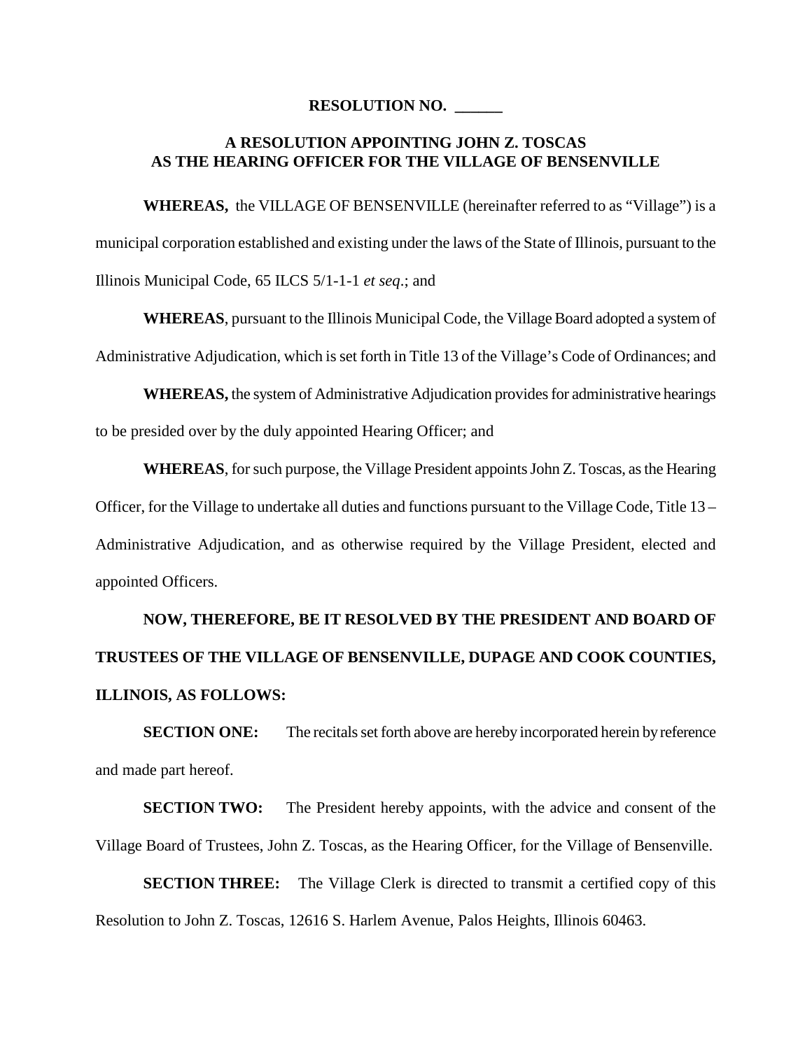**RESOLUTION NO. ______**

**A RESOLUTION APPOINTING JOHN Z. TOSCAS AS THE HEARING OFFICER FOR THE VILLAGE OF BENSENVILLE**

**WHEREAS,** the VILLAGE OF BENSENVILLE (hereinafter referred to as "Village") is a municipal corporation established and existing under the laws of the State of Illinois, pursuant to the Illinois Municipal Code, 65 ILCS 5/1-1-1 *et seq*.; and

**WHEREAS**, pursuant to the Illinois Municipal Code, the Village Board adopted a system of Administrative Adjudication, which is set forth in Title 13 of the Village's Code of Ordinances; and

**WHEREAS,** the system of Administrative Adjudication provides for administrative hearings to be presided over by the duly appointed Hearing Officer; and

**WHEREAS**, for such purpose, the Village President appoints John Z. Toscas, as the Hearing Officer, for the Village to undertake all duties and functions pursuant to the Village Code, Title 13 – Administrative Adjudication, and as otherwise required by the Village President, elected and appointed Officers.

**NOW, THEREFORE, BE IT RESOLVED BY THE PRESIDENT AND BOARD OF TRUSTEES OF THE VILLAGE OF BENSENVILLE, DUPAGE AND COOK COUNTIES, ILLINOIS, AS FOLLOWS:**

**SECTION ONE:** The recitals set forth above are hereby incorporated herein by reference and made part hereof.

**SECTION TWO:** The President hereby appoints, with the advice and consent of the Village Board of Trustees, John Z. Toscas, as the Hearing Officer, for the Village of Bensenville.

**SECTION THREE:** The Village Clerk is directed to transmit a certified copy of this Resolution to John Z. Toscas, 12616 S. Harlem Avenue, Palos Heights, Illinois 60463.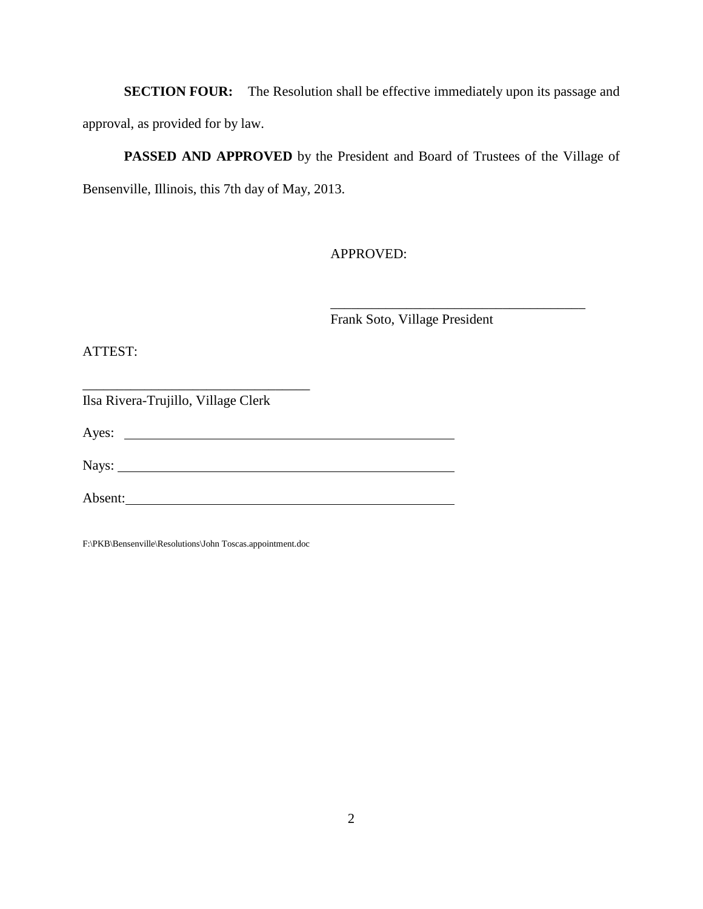**SECTION FOUR:** The Resolution shall be effective immediately upon its passage and approval, as provided for by law.

**PASSED AND APPROVED** by the President and Board of Trustees of the Village of Bensenville, Illinois, this 7th day of May, 2013.

APPROVED:

\_\_\_\_\_\_\_\_\_\_\_\_\_\_\_\_\_\_\_\_\_\_\_\_\_\_\_\_\_\_\_\_\_\_\_\_\_\_
Frank Soto, Village President

ATTEST:

\_\_\_\_\_\_\_\_\_\_\_\_\_\_\_\_\_\_\_\_\_\_\_\_\_\_\_\_\_\_\_\_\_\_
Ilsa Rivera-Trujillo, Village Clerk

Ayes: \_\_\_\_\_\_\_\_\_\_\_\_\_\_\_\_\_\_\_\_\_\_\_\_\_\_\_\_\_\_\_\_\_\_\_\_\_\_\_\_\_\_\_\_\_\_\_\_

Nays: \_\_\_\_\_\_\_\_\_\_\_\_\_\_\_\_\_\_\_\_\_\_\_\_\_\_\_\_\_\_\_\_\_\_\_\_\_\_\_\_\_\_\_\_\_\_\_\_

Absent: \_\_\_\_\_\_\_\_\_\_\_\_\_\_\_\_\_\_\_\_\_\_\_\_\_\_\_\_\_\_\_\_\_\_\_\_\_\_\_\_\_\_\_\_\_\_\_\_

F:\PKB\Bensenville\Resolutions\John Toscas.appointment.doc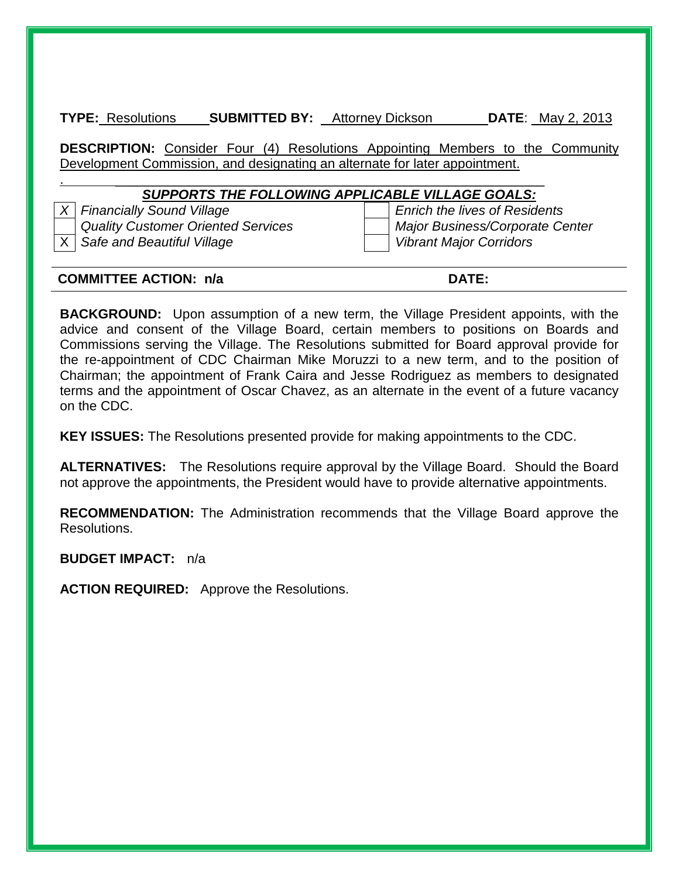**TYPE:** Resolutions **SUBMITTED BY:** Attorney Dickson **DATE**: May 2, 2013

**DESCRIPTION:** Consider Four (4) Resolutions Appointing Members to the Community Development Commission, and designating an alternate for later appointment.

***SUPPORTS THE FOLLOWING APPLICABLE VILLAGE GOALS:***

| | | | |
|---|---|---|---|
| *X* | *Financially Sound Village* | | *Enrich the lives of Residents* |
| | *Quality Customer Oriented Services* | | *Major Business/Corporate Center* |
| X | *Safe and Beautiful Village* | | *Vibrant Major Corridors* |

**COMMITTEE ACTION: n/a** **DATE:**

**BACKGROUND:** Upon assumption of a new term, the Village President appoints, with the advice and consent of the Village Board, certain members to positions on Boards and Commissions serving the Village. The Resolutions submitted for Board approval provide for the re-appointment of CDC Chairman Mike Moruzzi to a new term, and to the position of Chairman; the appointment of Frank Caira and Jesse Rodriguez as members to designated terms and the appointment of Oscar Chavez, as an alternate in the event of a future vacancy on the CDC.

**KEY ISSUES:** The Resolutions presented provide for making appointments to the CDC.

**ALTERNATIVES:** The Resolutions require approval by the Village Board. Should the Board not approve the appointments, the President would have to provide alternative appointments.

**RECOMMENDATION:** The Administration recommends that the Village Board approve the Resolutions.

**BUDGET IMPACT:** n/a

**ACTION REQUIRED:** Approve the Resolutions.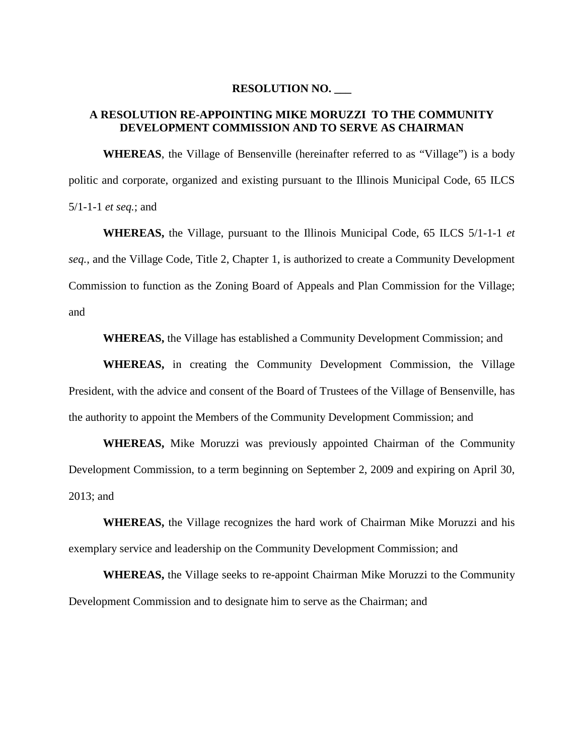**RESOLUTION NO. ___**

**A RESOLUTION RE-APPOINTING MIKE MORUZZI TO THE COMMUNITY DEVELOPMENT COMMISSION AND TO SERVE AS CHAIRMAN**

**WHEREAS**, the Village of Bensenville (hereinafter referred to as "Village") is a body politic and corporate, organized and existing pursuant to the Illinois Municipal Code, 65 ILCS 5/1-1-1 *et seq.*; and

**WHEREAS,** the Village, pursuant to the Illinois Municipal Code, 65 ILCS 5/1-1-1 *et seq.*, and the Village Code, Title 2, Chapter 1, is authorized to create a Community Development Commission to function as the Zoning Board of Appeals and Plan Commission for the Village; and

**WHEREAS,** the Village has established a Community Development Commission; and

**WHEREAS,** in creating the Community Development Commission, the Village President, with the advice and consent of the Board of Trustees of the Village of Bensenville, has the authority to appoint the Members of the Community Development Commission; and

**WHEREAS,** Mike Moruzzi was previously appointed Chairman of the Community Development Commission, to a term beginning on September 2, 2009 and expiring on April 30, 2013; and

**WHEREAS,** the Village recognizes the hard work of Chairman Mike Moruzzi and his exemplary service and leadership on the Community Development Commission; and

**WHEREAS,** the Village seeks to re-appoint Chairman Mike Moruzzi to the Community Development Commission and to designate him to serve as the Chairman; and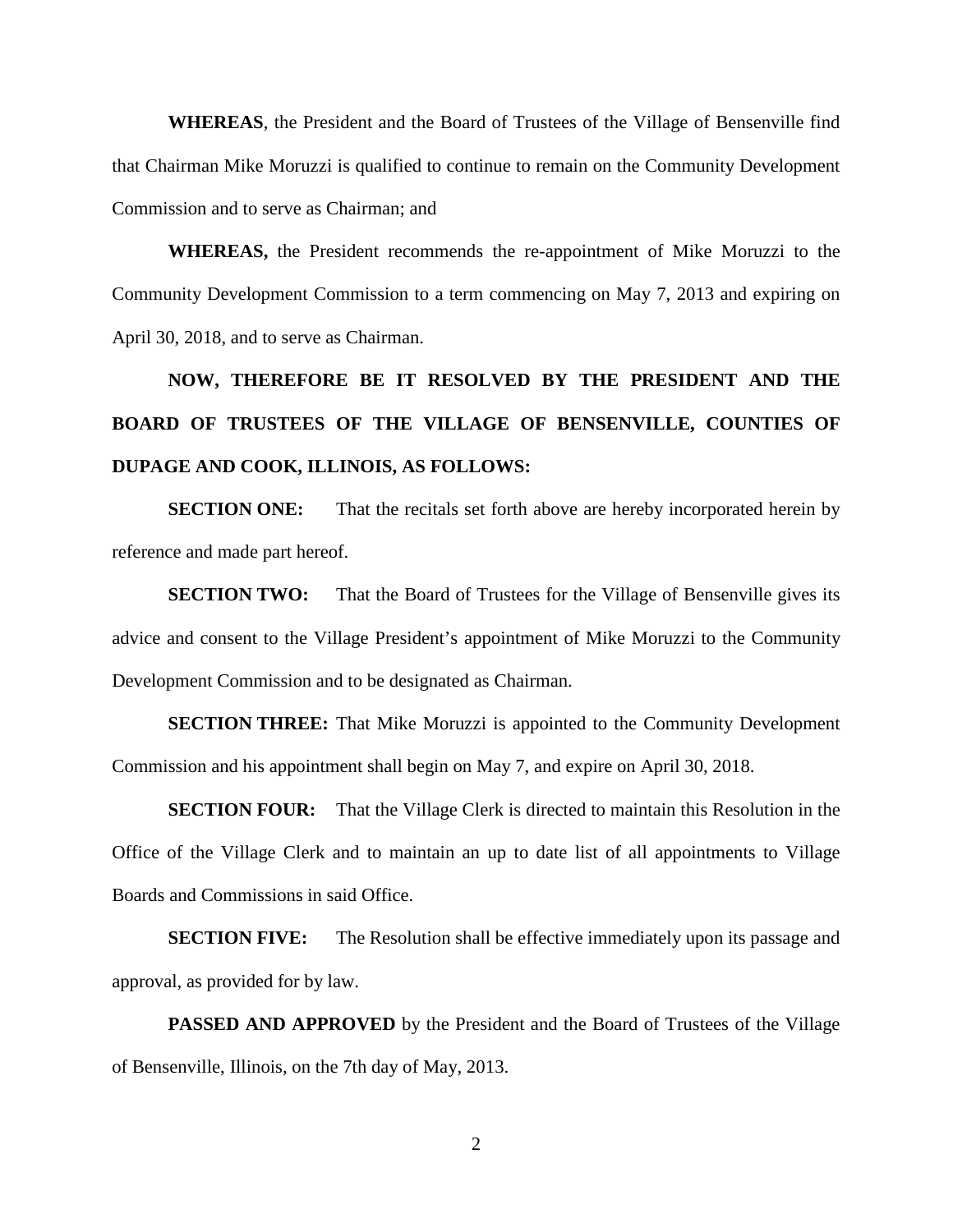**WHEREAS**, the President and the Board of Trustees of the Village of Bensenville find that Chairman Mike Moruzzi is qualified to continue to remain on the Community Development Commission and to serve as Chairman; and

**WHEREAS,** the President recommends the re-appointment of Mike Moruzzi to the Community Development Commission to a term commencing on May 7, 2013 and expiring on April 30, 2018, and to serve as Chairman.

**NOW, THEREFORE BE IT RESOLVED BY THE PRESIDENT AND THE BOARD OF TRUSTEES OF THE VILLAGE OF BENSENVILLE, COUNTIES OF DUPAGE AND COOK, ILLINOIS, AS FOLLOWS:**

**SECTION ONE:** That the recitals set forth above are hereby incorporated herein by reference and made part hereof.

**SECTION TWO:** That the Board of Trustees for the Village of Bensenville gives its advice and consent to the Village President's appointment of Mike Moruzzi to the Community Development Commission and to be designated as Chairman.

**SECTION THREE:** That Mike Moruzzi is appointed to the Community Development Commission and his appointment shall begin on May 7, and expire on April 30, 2018.

**SECTION FOUR:** That the Village Clerk is directed to maintain this Resolution in the Office of the Village Clerk and to maintain an up to date list of all appointments to Village Boards and Commissions in said Office.

**SECTION FIVE:** The Resolution shall be effective immediately upon its passage and approval, as provided for by law.

**PASSED AND APPROVED** by the President and the Board of Trustees of the Village of Bensenville, Illinois, on the 7th day of May, 2013.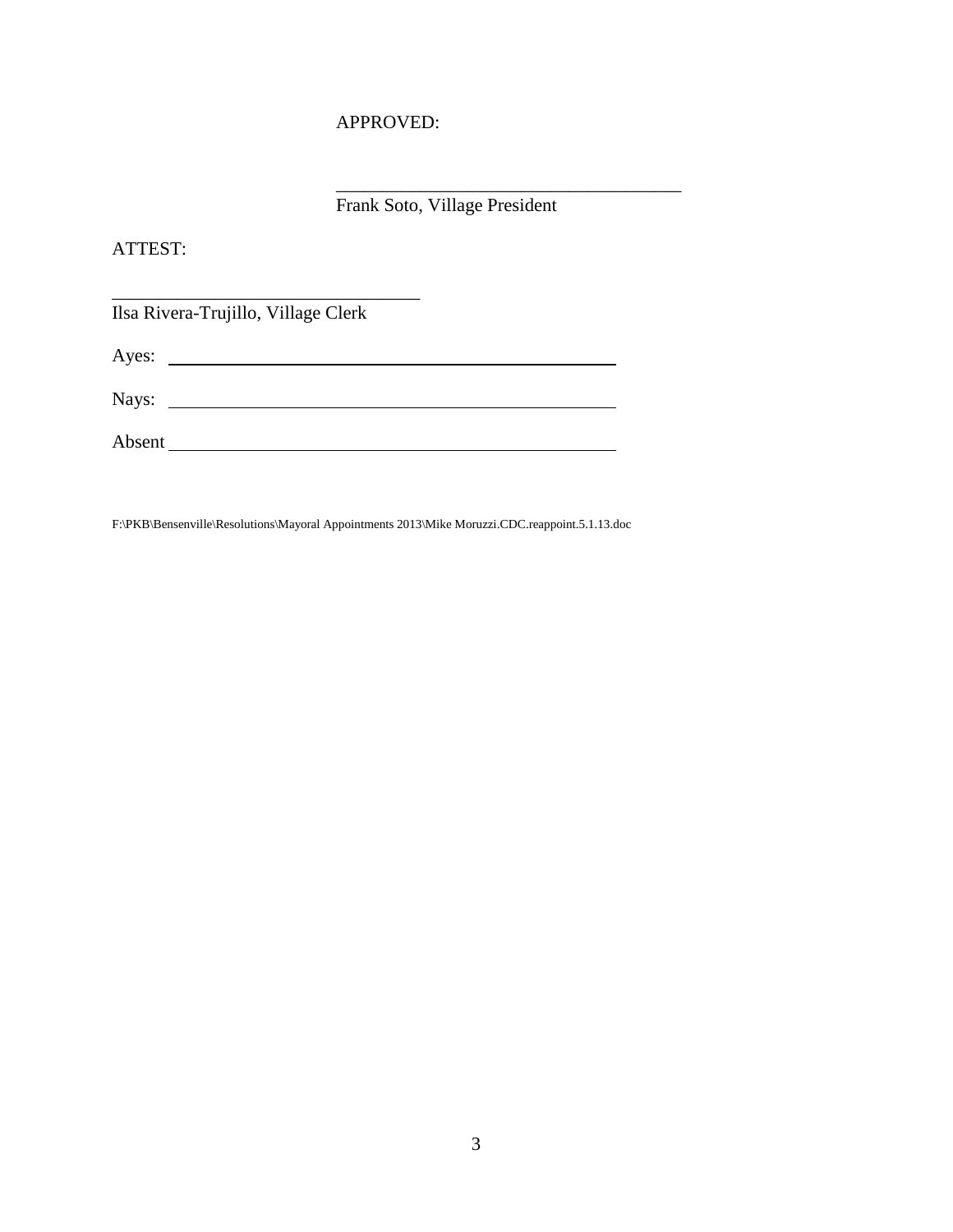APPROVED:

\_\_\_\_\_\_\_\_\_\_\_\_\_\_\_\_\_\_\_\_\_\_\_\_\_\_\_\_\_\_\_\_\_\_\_\_\_
Frank Soto, Village President

ATTEST:

\_\_\_\_\_\_\_\_\_\_\_\_\_\_\_\_\_\_\_\_\_\_\_\_\_\_\_\_\_\_\_\_\_
Ilsa Rivera-Trujillo, Village Clerk

Ayes: \_\_\_\_\_\_\_\_\_\_\_\_\_\_\_\_\_\_\_\_\_\_\_\_\_\_\_\_\_\_\_\_\_\_\_\_\_\_\_\_\_\_\_\_\_\_\_\_

Nays: \_\_\_\_\_\_\_\_\_\_\_\_\_\_\_\_\_\_\_\_\_\_\_\_\_\_\_\_\_\_\_\_\_\_\_\_\_\_\_\_\_\_\_\_\_\_\_\_

Absent \_\_\_\_\_\_\_\_\_\_\_\_\_\_\_\_\_\_\_\_\_\_\_\_\_\_\_\_\_\_\_\_\_\_\_\_\_\_\_\_\_\_\_\_\_\_\_\_

F:\PKB\Bensenville\Resolutions\Mayoral Appointments 2013\Mike Moruzzi.CDC.reappoint.5.1.13.doc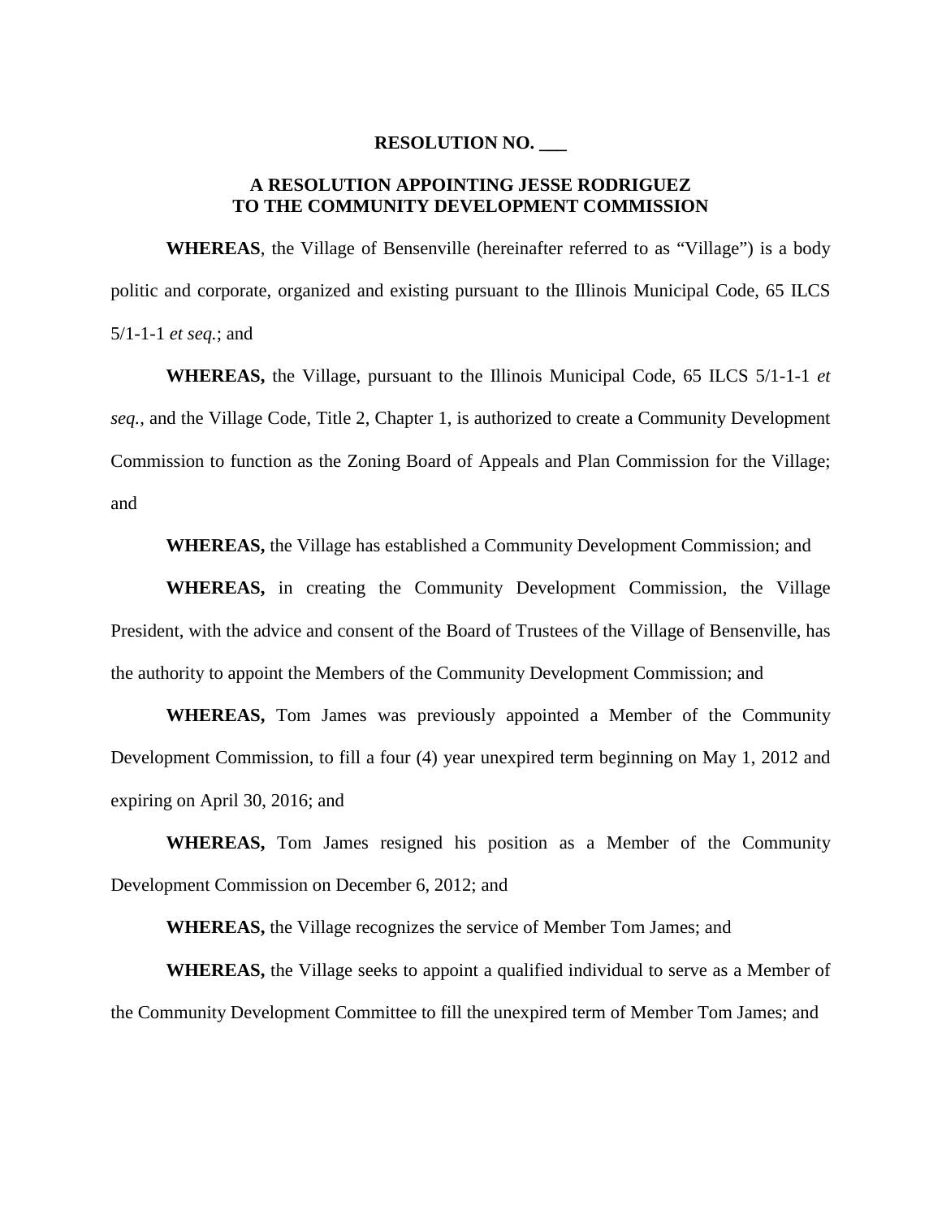**RESOLUTION NO. ___**

**A RESOLUTION APPOINTING JESSE RODRIGUEZ TO THE COMMUNITY DEVELOPMENT COMMISSION**

**WHEREAS**, the Village of Bensenville (hereinafter referred to as "Village") is a body politic and corporate, organized and existing pursuant to the Illinois Municipal Code, 65 ILCS 5/1-1-1 *et seq.*; and

**WHEREAS,** the Village, pursuant to the Illinois Municipal Code, 65 ILCS 5/1-1-1 *et seq.*, and the Village Code, Title 2, Chapter 1, is authorized to create a Community Development Commission to function as the Zoning Board of Appeals and Plan Commission for the Village; and

**WHEREAS,** the Village has established a Community Development Commission; and

**WHEREAS,** in creating the Community Development Commission, the Village President, with the advice and consent of the Board of Trustees of the Village of Bensenville, has the authority to appoint the Members of the Community Development Commission; and

**WHEREAS,** Tom James was previously appointed a Member of the Community Development Commission, to fill a four (4) year unexpired term beginning on May 1, 2012 and expiring on April 30, 2016; and

**WHEREAS,** Tom James resigned his position as a Member of the Community Development Commission on December 6, 2012; and

**WHEREAS,** the Village recognizes the service of Member Tom James; and

**WHEREAS,** the Village seeks to appoint a qualified individual to serve as a Member of the Community Development Committee to fill the unexpired term of Member Tom James; and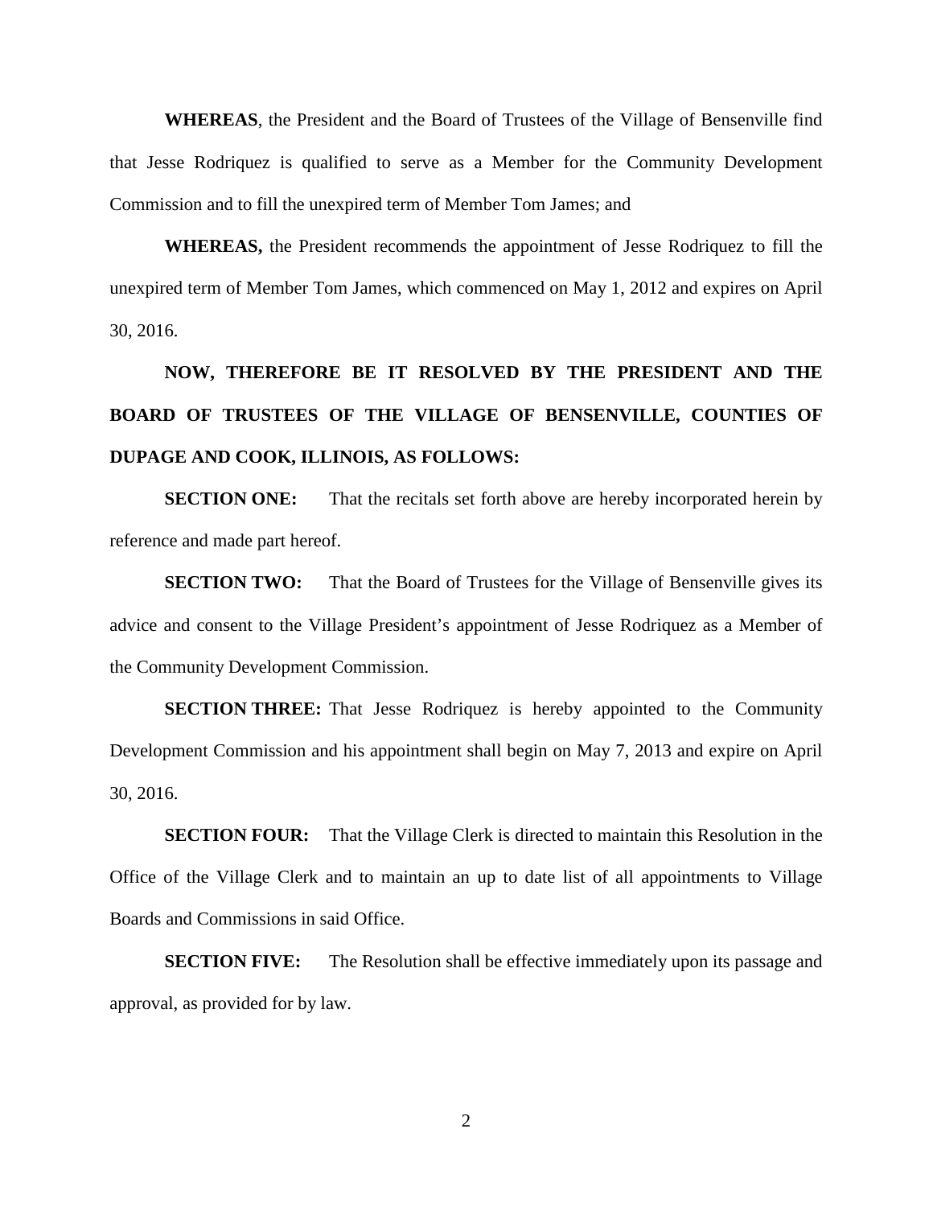**WHEREAS**, the President and the Board of Trustees of the Village of Bensenville find that Jesse Rodriquez is qualified to serve as a Member for the Community Development Commission and to fill the unexpired term of Member Tom James; and

**WHEREAS,** the President recommends the appointment of Jesse Rodriquez to fill the unexpired term of Member Tom James, which commenced on May 1, 2012 and expires on April 30, 2016.

**NOW, THEREFORE BE IT RESOLVED BY THE PRESIDENT AND THE BOARD OF TRUSTEES OF THE VILLAGE OF BENSENVILLE, COUNTIES OF DUPAGE AND COOK, ILLINOIS, AS FOLLOWS:**

**SECTION ONE:** That the recitals set forth above are hereby incorporated herein by reference and made part hereof.

**SECTION TWO:** That the Board of Trustees for the Village of Bensenville gives its advice and consent to the Village President's appointment of Jesse Rodriquez as a Member of the Community Development Commission.

**SECTION THREE:** That Jesse Rodriquez is hereby appointed to the Community Development Commission and his appointment shall begin on May 7, 2013 and expire on April 30, 2016.

**SECTION FOUR:** That the Village Clerk is directed to maintain this Resolution in the Office of the Village Clerk and to maintain an up to date list of all appointments to Village Boards and Commissions in said Office.

**SECTION FIVE:** The Resolution shall be effective immediately upon its passage and approval, as provided for by law.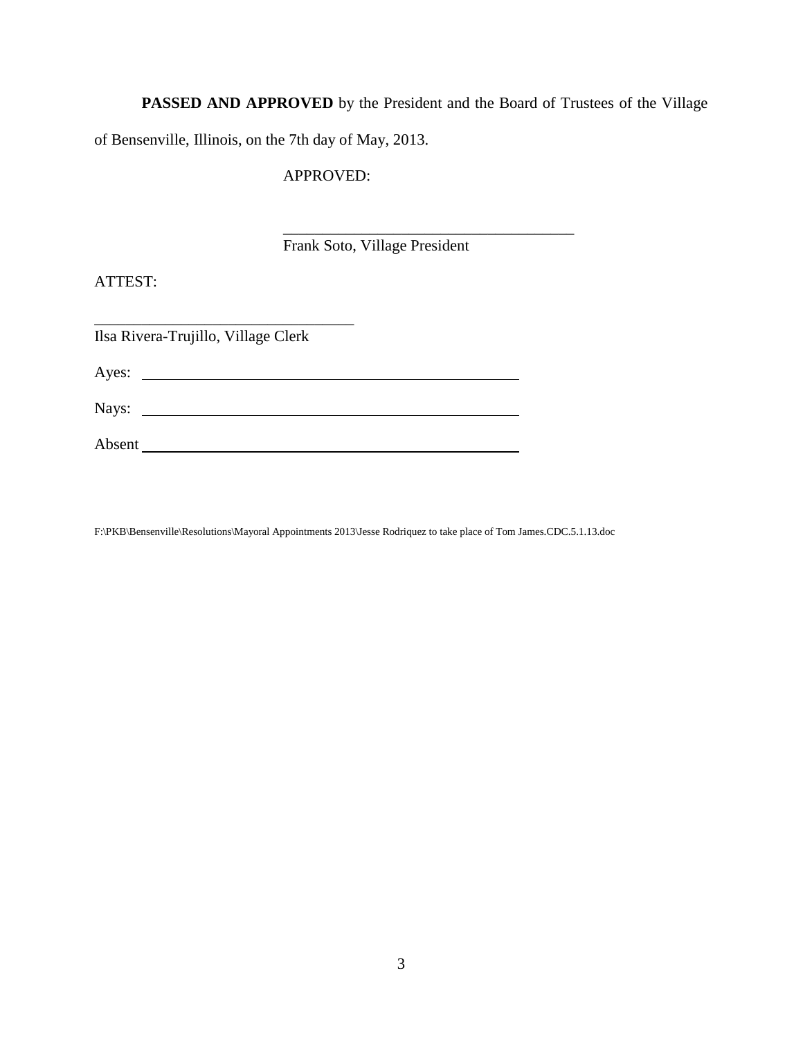**PASSED AND APPROVED** by the President and the Board of Trustees of the Village of Bensenville, Illinois, on the 7th day of May, 2013.

APPROVED:

\_\_\_\_\_\_\_\_\_\_\_\_\_\_\_\_\_\_\_\_\_\_\_\_\_\_\_\_\_\_\_\_\_\_\_\_\_\_
Frank Soto, Village President

ATTEST:

\_\_\_\_\_\_\_\_\_\_\_\_\_\_\_\_\_\_\_\_\_\_\_\_\_\_\_\_\_\_\_\_\_\_
Ilsa Rivera-Trujillo, Village Clerk

Ayes: \_\_\_\_\_\_\_\_\_\_\_\_\_\_\_\_\_\_\_\_\_\_\_\_\_\_\_\_\_\_\_\_\_\_\_\_\_\_\_\_\_\_\_\_\_\_\_\_

Nays: \_\_\_\_\_\_\_\_\_\_\_\_\_\_\_\_\_\_\_\_\_\_\_\_\_\_\_\_\_\_\_\_\_\_\_\_\_\_\_\_\_\_\_\_\_\_\_\_

Absent \_\_\_\_\_\_\_\_\_\_\_\_\_\_\_\_\_\_\_\_\_\_\_\_\_\_\_\_\_\_\_\_\_\_\_\_\_\_\_\_\_\_\_\_\_\_\_\_

F:\PKB\Bensenville\Resolutions\Mayoral Appointments 2013\Jesse Rodriquez to take place of Tom James.CDC.5.1.13.doc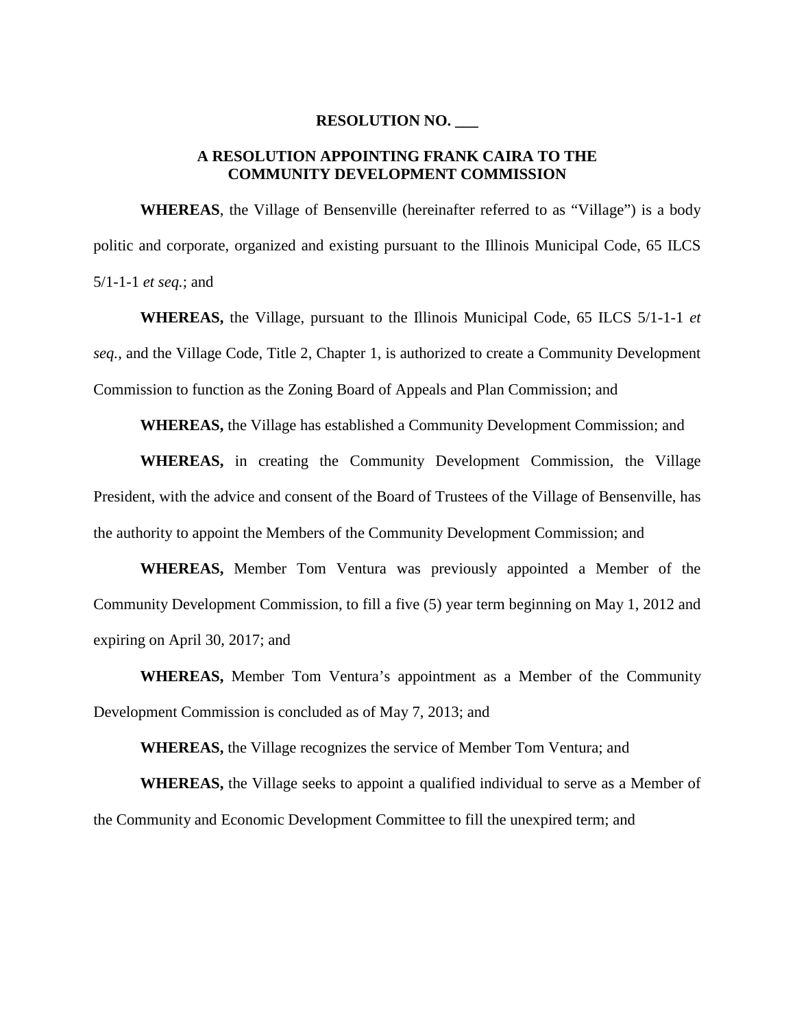**RESOLUTION NO. \_\_\_**

**A RESOLUTION APPOINTING FRANK CAIRA TO THE COMMUNITY DEVELOPMENT COMMISSION**

**WHEREAS**, the Village of Bensenville (hereinafter referred to as "Village") is a body politic and corporate, organized and existing pursuant to the Illinois Municipal Code, 65 ILCS 5/1-1-1 *et seq.*; and

**WHEREAS,** the Village, pursuant to the Illinois Municipal Code, 65 ILCS 5/1-1-1 *et seq.*, and the Village Code, Title 2, Chapter 1, is authorized to create a Community Development Commission to function as the Zoning Board of Appeals and Plan Commission; and

**WHEREAS,** the Village has established a Community Development Commission; and

**WHEREAS,** in creating the Community Development Commission, the Village President, with the advice and consent of the Board of Trustees of the Village of Bensenville, has the authority to appoint the Members of the Community Development Commission; and

**WHEREAS,** Member Tom Ventura was previously appointed a Member of the Community Development Commission, to fill a five (5) year term beginning on May 1, 2012 and expiring on April 30, 2017; and

**WHEREAS,** Member Tom Ventura's appointment as a Member of the Community Development Commission is concluded as of May 7, 2013; and

**WHEREAS,** the Village recognizes the service of Member Tom Ventura; and

**WHEREAS,** the Village seeks to appoint a qualified individual to serve as a Member of the Community and Economic Development Committee to fill the unexpired term; and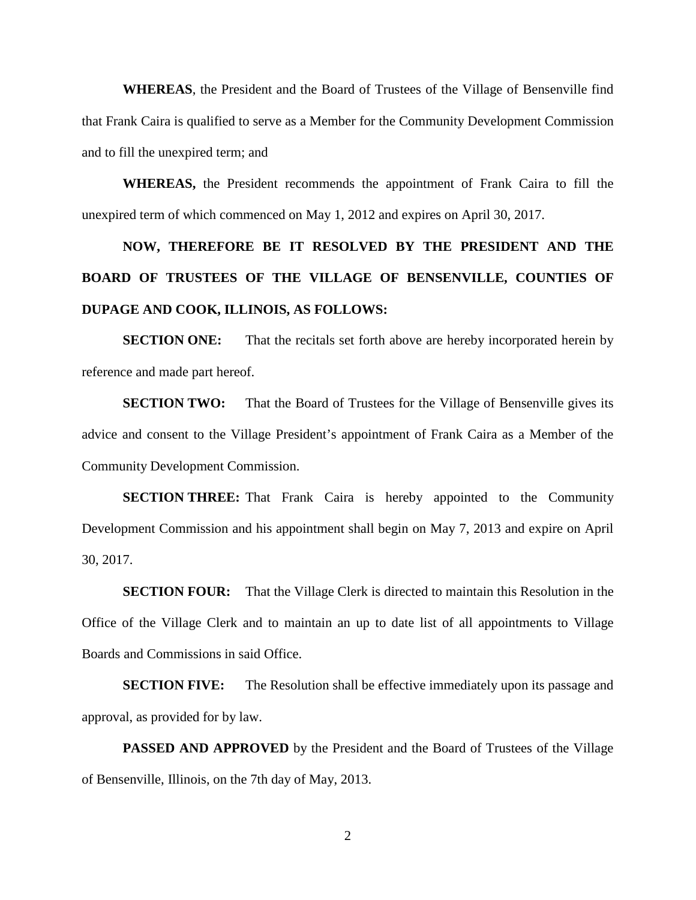**WHEREAS**, the President and the Board of Trustees of the Village of Bensenville find that Frank Caira is qualified to serve as a Member for the Community Development Commission and to fill the unexpired term; and

**WHEREAS,** the President recommends the appointment of Frank Caira to fill the unexpired term of which commenced on May 1, 2012 and expires on April 30, 2017.

**NOW, THEREFORE BE IT RESOLVED BY THE PRESIDENT AND THE BOARD OF TRUSTEES OF THE VILLAGE OF BENSENVILLE, COUNTIES OF DUPAGE AND COOK, ILLINOIS, AS FOLLOWS:**

**SECTION ONE:** That the recitals set forth above are hereby incorporated herein by reference and made part hereof.

**SECTION TWO:** That the Board of Trustees for the Village of Bensenville gives its advice and consent to the Village President's appointment of Frank Caira as a Member of the Community Development Commission.

**SECTION THREE:** That Frank Caira is hereby appointed to the Community Development Commission and his appointment shall begin on May 7, 2013 and expire on April 30, 2017.

**SECTION FOUR:** That the Village Clerk is directed to maintain this Resolution in the Office of the Village Clerk and to maintain an up to date list of all appointments to Village Boards and Commissions in said Office.

**SECTION FIVE:** The Resolution shall be effective immediately upon its passage and approval, as provided for by law.

**PASSED AND APPROVED** by the President and the Board of Trustees of the Village of Bensenville, Illinois, on the 7th day of May, 2013.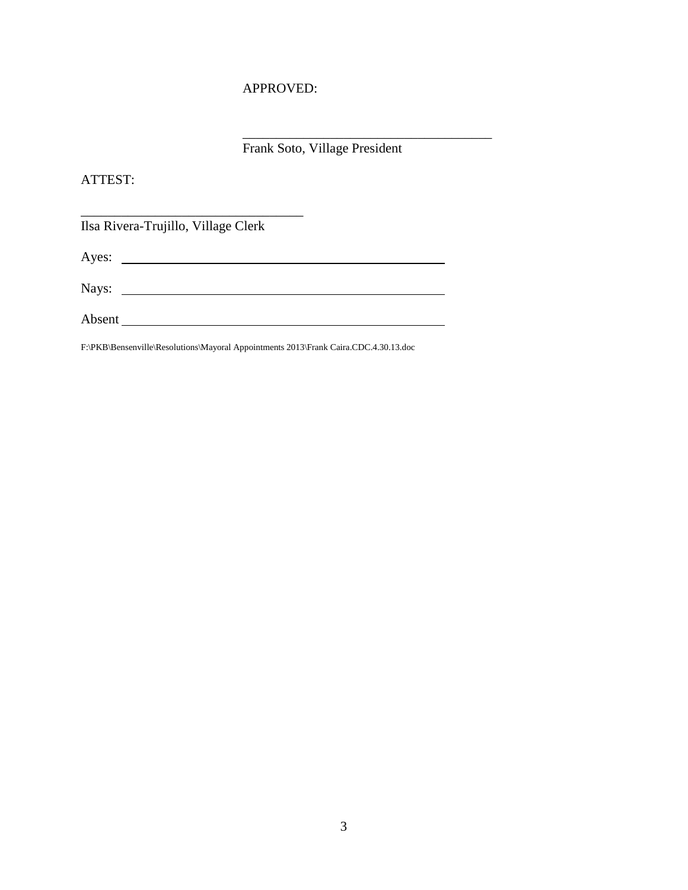APPROVED:

\_\_\_\_\_\_\_\_\_\_\_\_\_\_\_\_\_\_\_\_\_\_\_\_\_\_\_\_\_\_\_\_\_\_\_\_\_\_
Frank Soto, Village President

ATTEST:

\_\_\_\_\_\_\_\_\_\_\_\_\_\_\_\_\_\_\_\_\_\_\_\_\_\_\_\_\_\_\_\_\_\_
Ilsa Rivera-Trujillo, Village Clerk

Ayes: \_\_\_\_\_\_\_\_\_\_\_\_\_\_\_\_\_\_\_\_\_\_\_\_\_\_\_\_\_\_\_\_\_\_\_\_\_\_\_\_\_\_\_\_\_\_\_\_

Nays: \_\_\_\_\_\_\_\_\_\_\_\_\_\_\_\_\_\_\_\_\_\_\_\_\_\_\_\_\_\_\_\_\_\_\_\_\_\_\_\_\_\_\_\_\_\_\_\_

Absent \_\_\_\_\_\_\_\_\_\_\_\_\_\_\_\_\_\_\_\_\_\_\_\_\_\_\_\_\_\_\_\_\_\_\_\_\_\_\_\_\_\_\_\_\_\_\_\_

F:\PKB\Bensenville\Resolutions\Mayoral Appointments 2013\Frank Caira.CDC.4.30.13.doc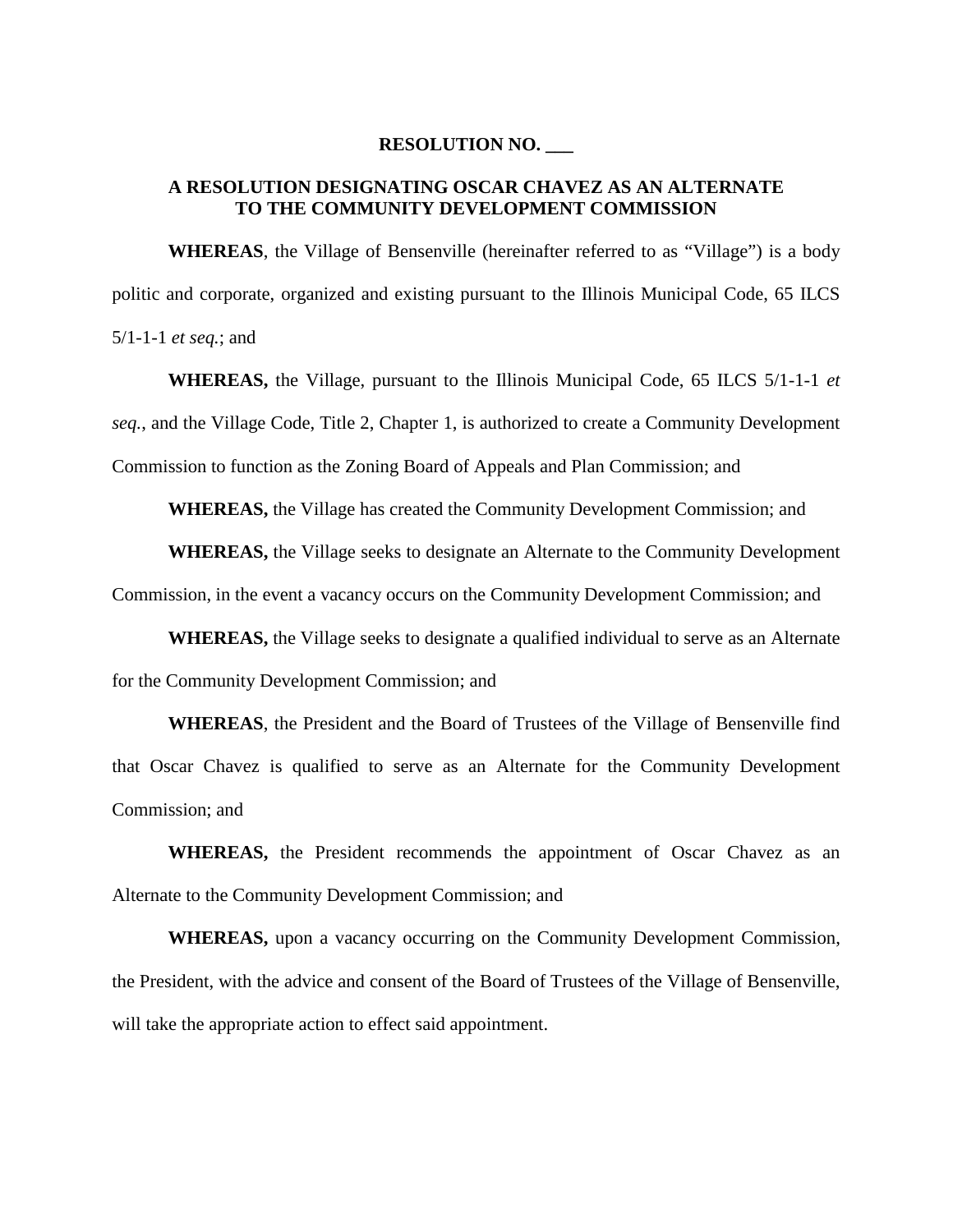**RESOLUTION NO. ___**

**A RESOLUTION DESIGNATING OSCAR CHAVEZ AS AN ALTERNATE TO THE COMMUNITY DEVELOPMENT COMMISSION**

**WHEREAS**, the Village of Bensenville (hereinafter referred to as "Village") is a body politic and corporate, organized and existing pursuant to the Illinois Municipal Code, 65 ILCS 5/1-1-1 *et seq.*; and

**WHEREAS,** the Village, pursuant to the Illinois Municipal Code, 65 ILCS 5/1-1-1 *et seq.*, and the Village Code, Title 2, Chapter 1, is authorized to create a Community Development Commission to function as the Zoning Board of Appeals and Plan Commission; and

**WHEREAS,** the Village has created the Community Development Commission; and

**WHEREAS,** the Village seeks to designate an Alternate to the Community Development Commission, in the event a vacancy occurs on the Community Development Commission; and

**WHEREAS,** the Village seeks to designate a qualified individual to serve as an Alternate for the Community Development Commission; and

**WHEREAS**, the President and the Board of Trustees of the Village of Bensenville find that Oscar Chavez is qualified to serve as an Alternate for the Community Development Commission; and

**WHEREAS,** the President recommends the appointment of Oscar Chavez as an Alternate to the Community Development Commission; and

**WHEREAS,** upon a vacancy occurring on the Community Development Commission, the President, with the advice and consent of the Board of Trustees of the Village of Bensenville, will take the appropriate action to effect said appointment.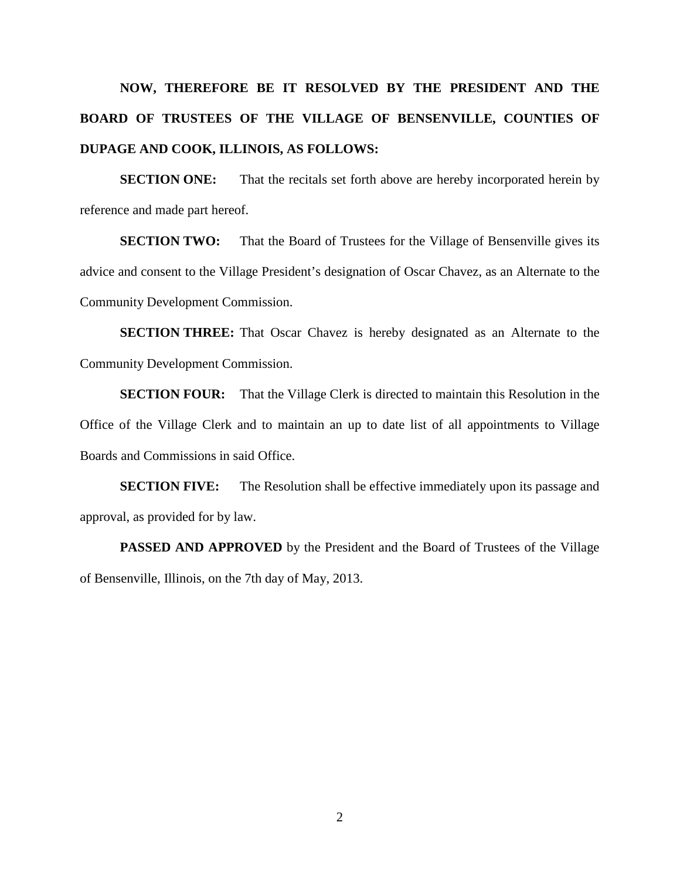**NOW, THEREFORE BE IT RESOLVED BY THE PRESIDENT AND THE BOARD OF TRUSTEES OF THE VILLAGE OF BENSENVILLE, COUNTIES OF DUPAGE AND COOK, ILLINOIS, AS FOLLOWS:**

**SECTION ONE:** That the recitals set forth above are hereby incorporated herein by reference and made part hereof.

**SECTION TWO:** That the Board of Trustees for the Village of Bensenville gives its advice and consent to the Village President's designation of Oscar Chavez, as an Alternate to the Community Development Commission.

**SECTION THREE:** That Oscar Chavez is hereby designated as an Alternate to the Community Development Commission.

**SECTION FOUR:** That the Village Clerk is directed to maintain this Resolution in the Office of the Village Clerk and to maintain an up to date list of all appointments to Village Boards and Commissions in said Office.

**SECTION FIVE:** The Resolution shall be effective immediately upon its passage and approval, as provided for by law.

**PASSED AND APPROVED** by the President and the Board of Trustees of the Village of Bensenville, Illinois, on the 7th day of May, 2013.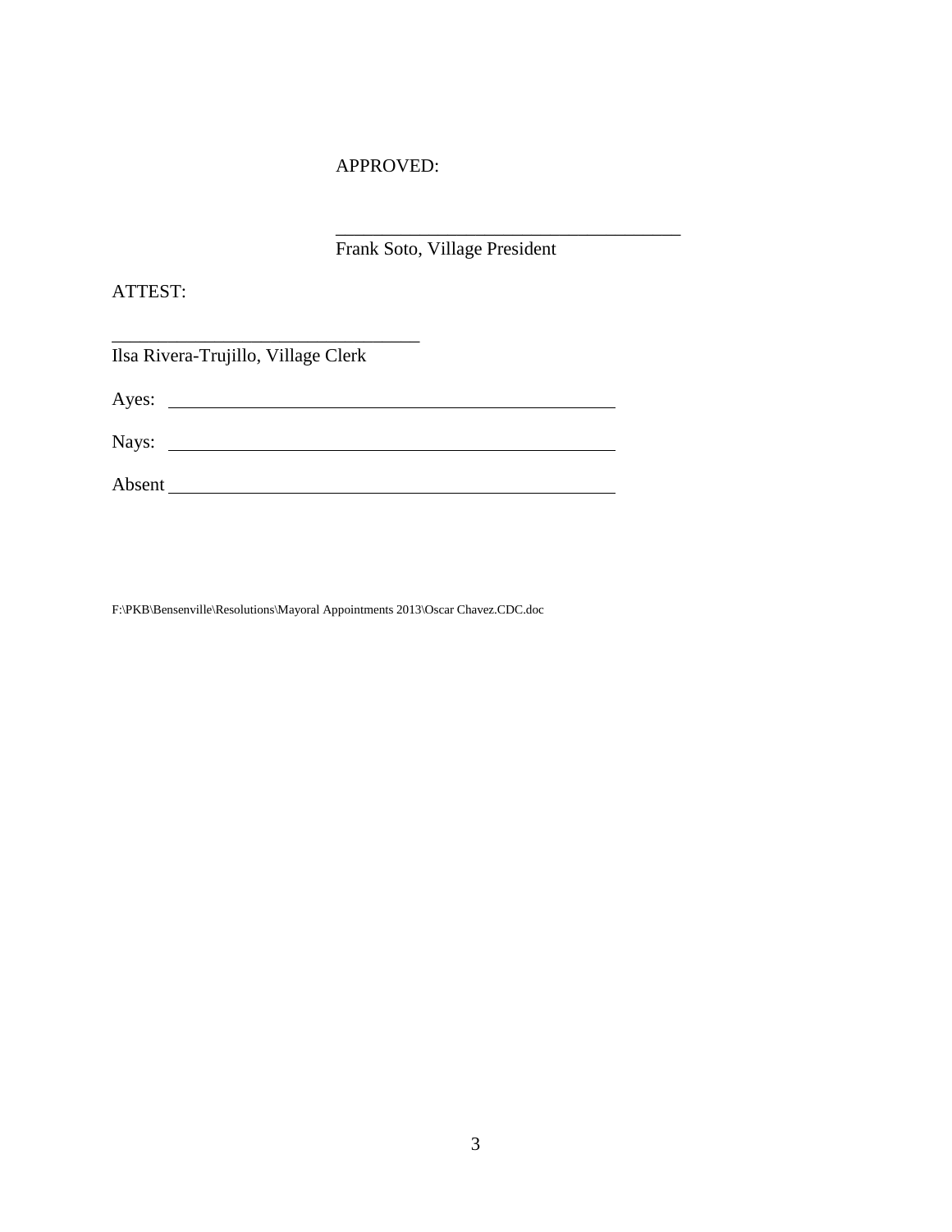APPROVED:

\_\_\_\_\_\_\_\_\_\_\_\_\_\_\_\_\_\_\_\_\_\_\_\_\_\_\_\_\_\_\_\_\_\_\_\_\_\_
Frank Soto, Village President

ATTEST:

\_\_\_\_\_\_\_\_\_\_\_\_\_\_\_\_\_\_\_\_\_\_\_\_\_\_\_\_\_\_\_\_\_\_
Ilsa Rivera-Trujillo, Village Clerk

Ayes: \_\_\_\_\_\_\_\_\_\_\_\_\_\_\_\_\_\_\_\_\_\_\_\_\_\_\_\_\_\_\_\_\_\_\_\_\_\_\_\_\_\_\_\_\_\_\_\_

Nays: \_\_\_\_\_\_\_\_\_\_\_\_\_\_\_\_\_\_\_\_\_\_\_\_\_\_\_\_\_\_\_\_\_\_\_\_\_\_\_\_\_\_\_\_\_\_\_\_

Absent \_\_\_\_\_\_\_\_\_\_\_\_\_\_\_\_\_\_\_\_\_\_\_\_\_\_\_\_\_\_\_\_\_\_\_\_\_\_\_\_\_\_\_\_\_\_\_\_

F:\PKB\Bensenville\Resolutions\Mayoral Appointments 2013\Oscar Chavez.CDC.doc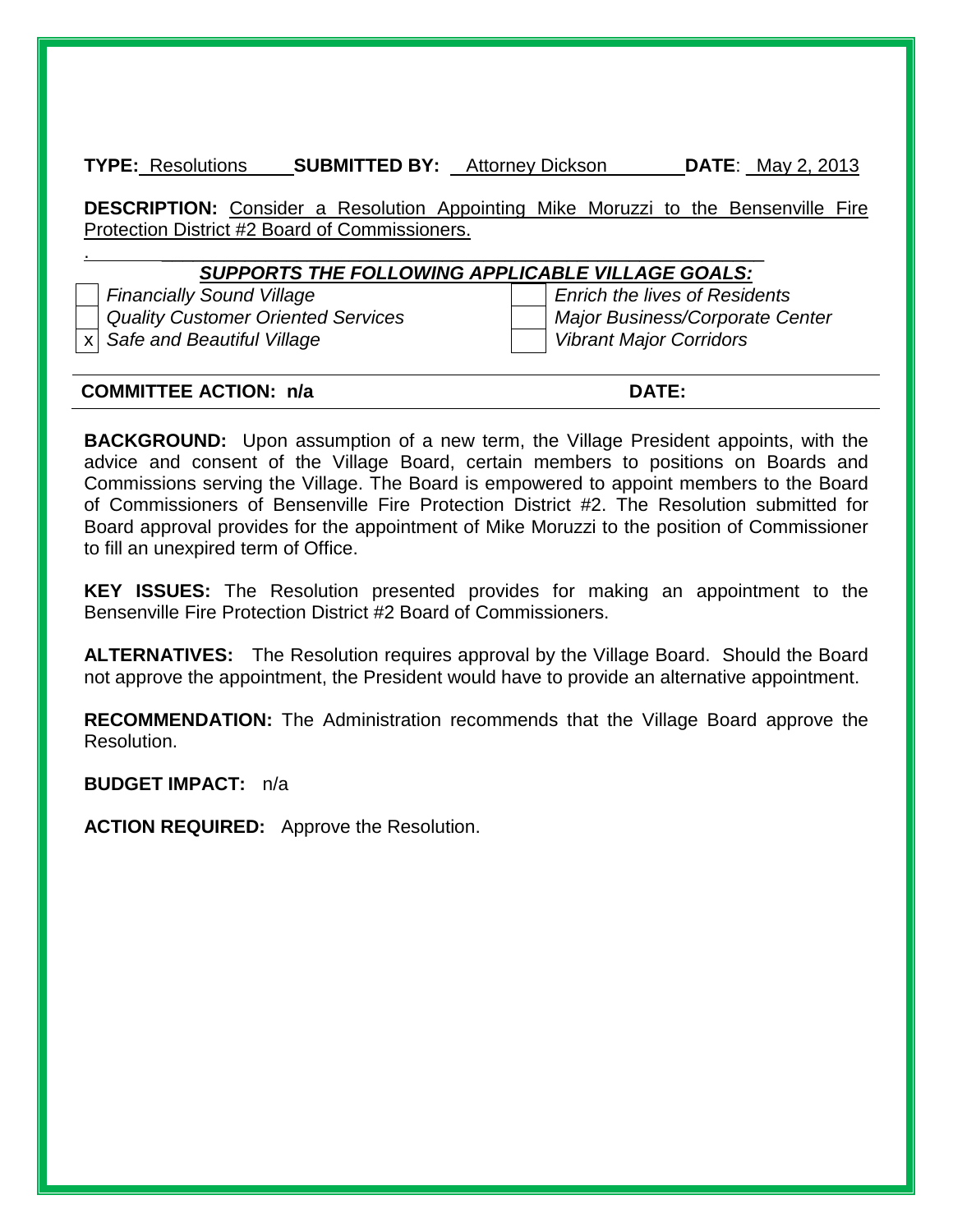**TYPE:** Resolutions **SUBMITTED BY:** Attorney Dickson **DATE**: May 2, 2013

**DESCRIPTION:** Consider a Resolution Appointing Mike Moruzzi to the Bensenville Fire Protection District #2 Board of Commissioners.

***SUPPORTS THE FOLLOWING APPLICABLE VILLAGE GOALS:***

| | | | |
|---|---|---|---|
| | *Financially Sound Village* | | *Enrich the lives of Residents* |
| | *Quality Customer Oriented Services* | | *Major Business/Corporate Center* |
| x | *Safe and Beautiful Village* | | *Vibrant Major Corridors* |

**COMMITTEE ACTION: n/a** **DATE:**

**BACKGROUND:** Upon assumption of a new term, the Village President appoints, with the advice and consent of the Village Board, certain members to positions on Boards and Commissions serving the Village. The Board is empowered to appoint members to the Board of Commissioners of Bensenville Fire Protection District #2. The Resolution submitted for Board approval provides for the appointment of Mike Moruzzi to the position of Commissioner to fill an unexpired term of Office.

**KEY ISSUES:** The Resolution presented provides for making an appointment to the Bensenville Fire Protection District #2 Board of Commissioners.

**ALTERNATIVES:** The Resolution requires approval by the Village Board. Should the Board not approve the appointment, the President would have to provide an alternative appointment.

**RECOMMENDATION:** The Administration recommends that the Village Board approve the Resolution.

**BUDGET IMPACT:** n/a

**ACTION REQUIRED:** Approve the Resolution.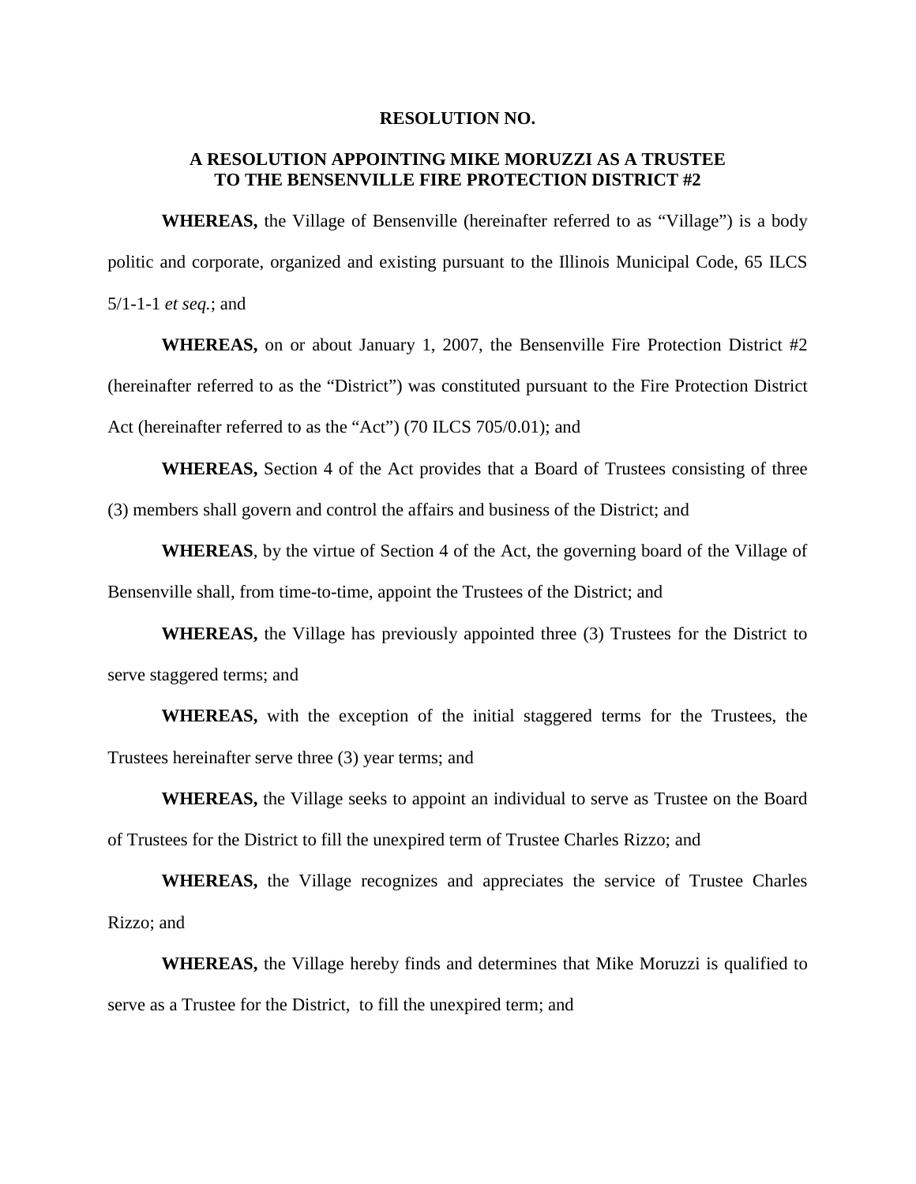**RESOLUTION NO.**

**A RESOLUTION APPOINTING MIKE MORUZZI AS A TRUSTEE TO THE BENSENVILLE FIRE PROTECTION DISTRICT #2**

**WHEREAS,** the Village of Bensenville (hereinafter referred to as "Village") is a body politic and corporate, organized and existing pursuant to the Illinois Municipal Code, 65 ILCS 5/1-1-1 *et seq.*; and

**WHEREAS,** on or about January 1, 2007, the Bensenville Fire Protection District #2 (hereinafter referred to as the "District") was constituted pursuant to the Fire Protection District Act (hereinafter referred to as the "Act") (70 ILCS 705/0.01); and

**WHEREAS,** Section 4 of the Act provides that a Board of Trustees consisting of three (3) members shall govern and control the affairs and business of the District; and

**WHEREAS**, by the virtue of Section 4 of the Act, the governing board of the Village of Bensenville shall, from time-to-time, appoint the Trustees of the District; and

**WHEREAS,** the Village has previously appointed three (3) Trustees for the District to serve staggered terms; and

**WHEREAS,** with the exception of the initial staggered terms for the Trustees, the Trustees hereinafter serve three (3) year terms; and

**WHEREAS,** the Village seeks to appoint an individual to serve as Trustee on the Board of Trustees for the District to fill the unexpired term of Trustee Charles Rizzo; and

**WHEREAS,** the Village recognizes and appreciates the service of Trustee Charles Rizzo; and

**WHEREAS,** the Village hereby finds and determines that Mike Moruzzi is qualified to serve as a Trustee for the District, to fill the unexpired term; and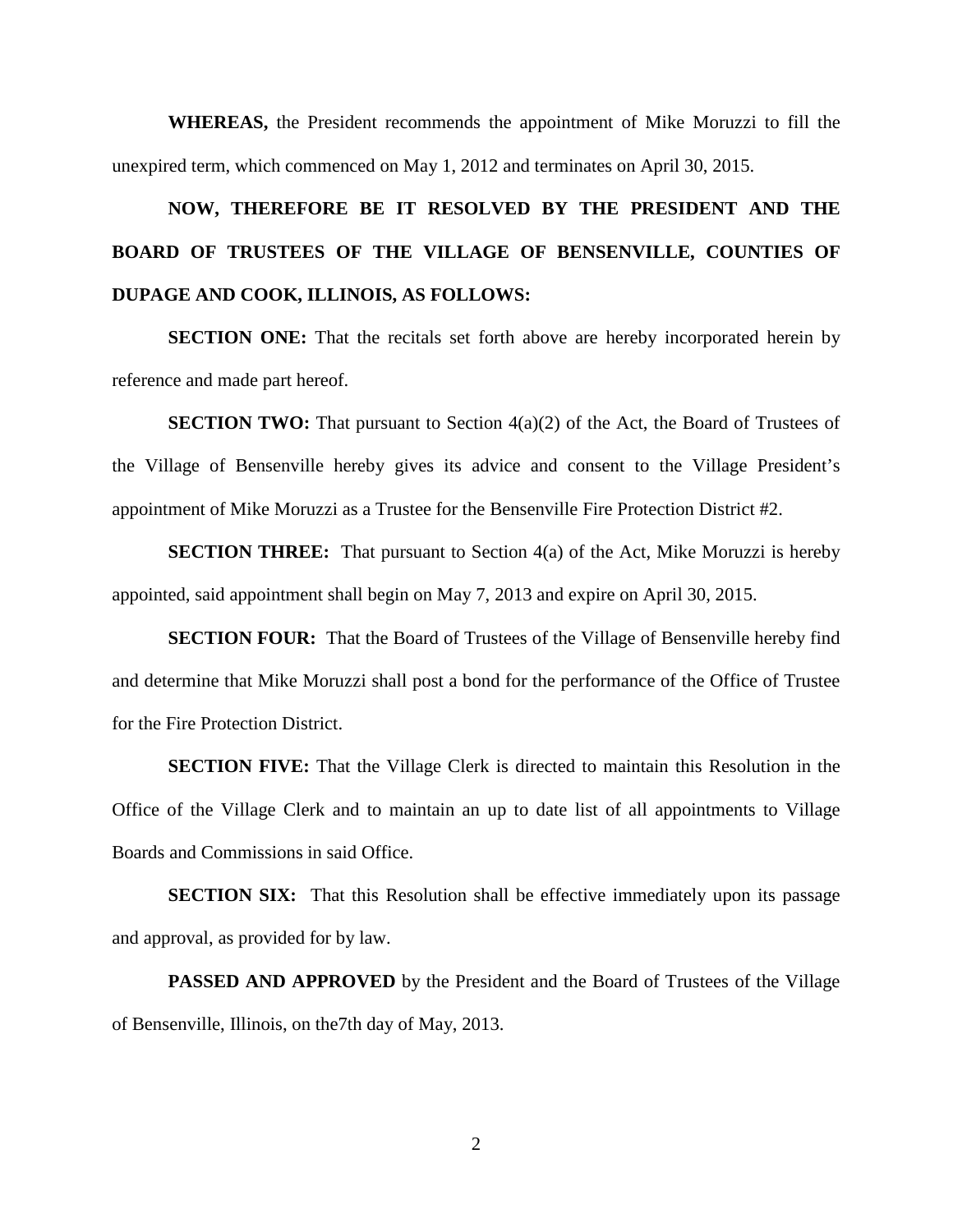**WHEREAS,** the President recommends the appointment of Mike Moruzzi to fill the unexpired term, which commenced on May 1, 2012 and terminates on April 30, 2015.

**NOW, THEREFORE BE IT RESOLVED BY THE PRESIDENT AND THE BOARD OF TRUSTEES OF THE VILLAGE OF BENSENVILLE, COUNTIES OF DUPAGE AND COOK, ILLINOIS, AS FOLLOWS:**

**SECTION ONE:** That the recitals set forth above are hereby incorporated herein by reference and made part hereof.

**SECTION TWO:** That pursuant to Section 4(a)(2) of the Act, the Board of Trustees of the Village of Bensenville hereby gives its advice and consent to the Village President's appointment of Mike Moruzzi as a Trustee for the Bensenville Fire Protection District #2.

**SECTION THREE:** That pursuant to Section 4(a) of the Act, Mike Moruzzi is hereby appointed, said appointment shall begin on May 7, 2013 and expire on April 30, 2015.

**SECTION FOUR:** That the Board of Trustees of the Village of Bensenville hereby find and determine that Mike Moruzzi shall post a bond for the performance of the Office of Trustee for the Fire Protection District.

**SECTION FIVE:** That the Village Clerk is directed to maintain this Resolution in the Office of the Village Clerk and to maintain an up to date list of all appointments to Village Boards and Commissions in said Office.

**SECTION SIX:** That this Resolution shall be effective immediately upon its passage and approval, as provided for by law.

**PASSED AND APPROVED** by the President and the Board of Trustees of the Village of Bensenville, Illinois, on the7th day of May, 2013.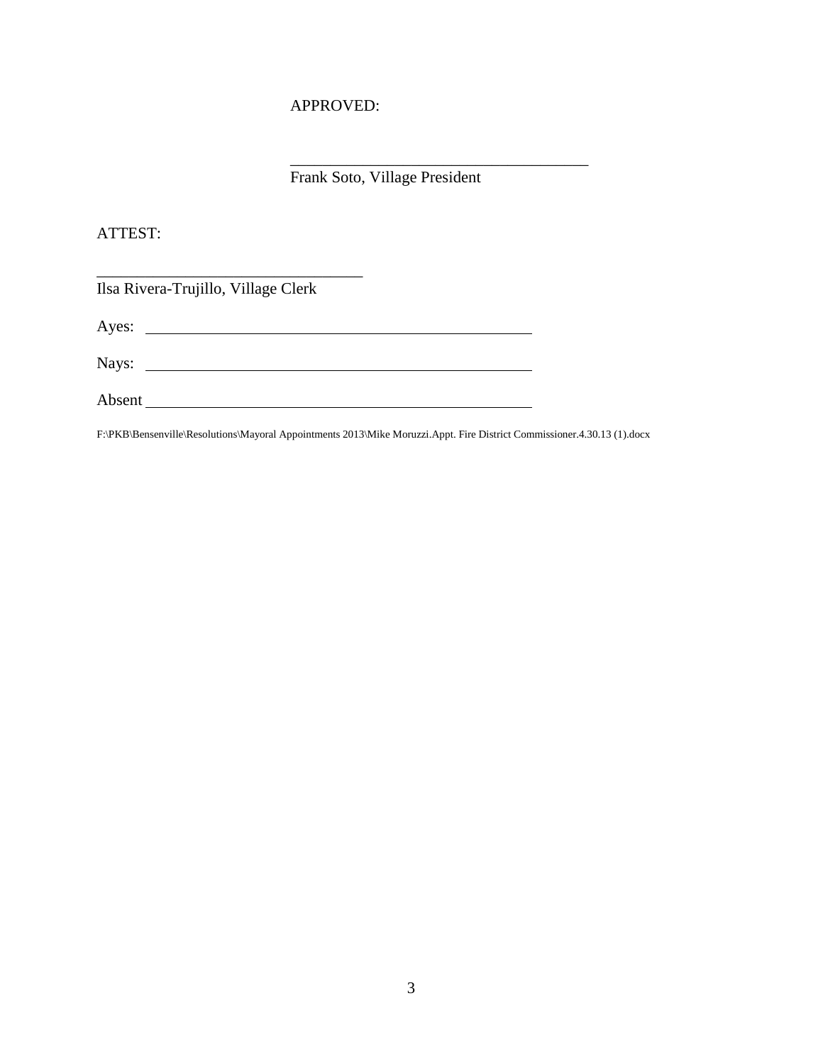APPROVED:

\_\_\_\_\_\_\_\_\_\_\_\_\_\_\_\_\_\_\_\_\_\_\_\_\_\_\_\_\_\_\_\_\_\_\_\_\_\_
Frank Soto, Village President

ATTEST:

\_\_\_\_\_\_\_\_\_\_\_\_\_\_\_\_\_\_\_\_\_\_\_\_\_\_\_\_\_\_\_\_\_\_
Ilsa Rivera-Trujillo, Village Clerk

Ayes: \_\_\_\_\_\_\_\_\_\_\_\_\_\_\_\_\_\_\_\_\_\_\_\_\_\_\_\_\_\_\_\_\_\_\_\_\_\_\_\_\_\_\_\_\_\_\_\_

Nays: \_\_\_\_\_\_\_\_\_\_\_\_\_\_\_\_\_\_\_\_\_\_\_\_\_\_\_\_\_\_\_\_\_\_\_\_\_\_\_\_\_\_\_\_\_\_\_\_

Absent \_\_\_\_\_\_\_\_\_\_\_\_\_\_\_\_\_\_\_\_\_\_\_\_\_\_\_\_\_\_\_\_\_\_\_\_\_\_\_\_\_\_\_\_\_\_\_\_

F:\PKB\Bensenville\Resolutions\Mayoral Appointments 2013\Mike Moruzzi.Appt. Fire District Commissioner.4.30.13 (1).docx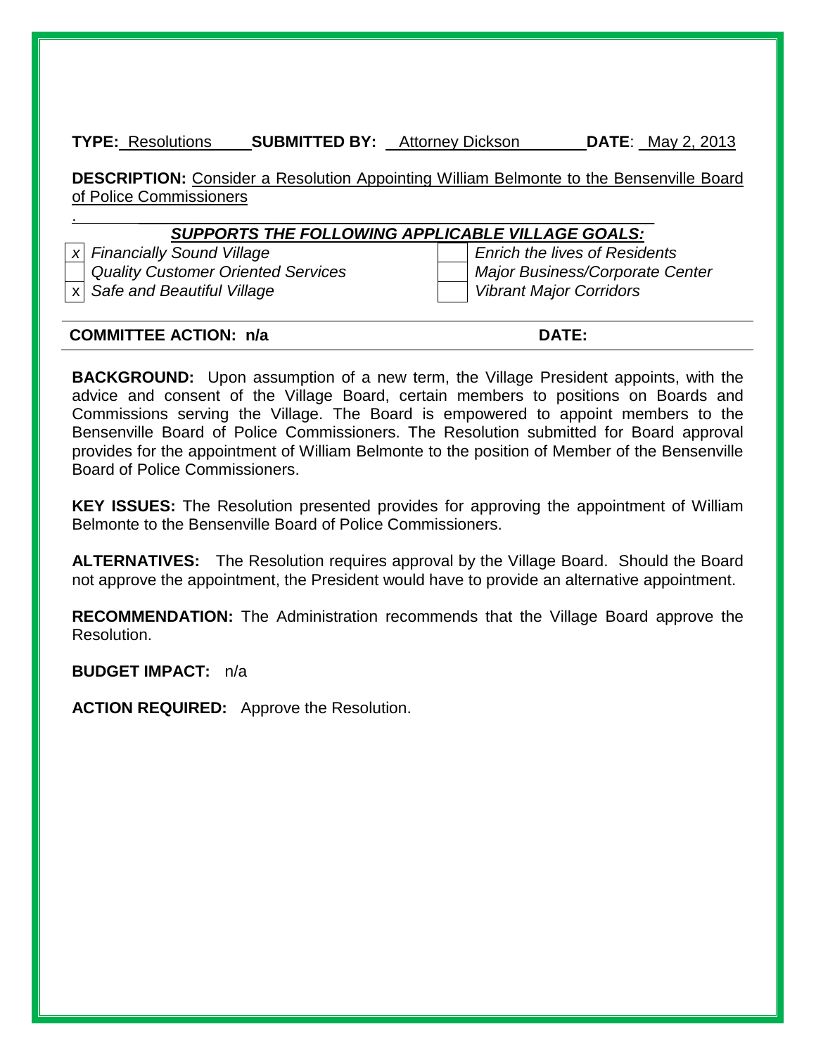**TYPE:** Resolutions **SUBMITTED BY:** Attorney Dickson **DATE**: May 2, 2013

**DESCRIPTION:** Consider a Resolution Appointing William Belmonte to the Bensenville Board of Police Commissioners

***SUPPORTS THE FOLLOWING APPLICABLE VILLAGE GOALS:***

| | | | |
|---|---|---|---|
| x | *Financially Sound Village* | | *Enrich the lives of Residents* |
| | *Quality Customer Oriented Services* | | *Major Business/Corporate Center* |
| x | *Safe and Beautiful Village* | | *Vibrant Major Corridors* |

**COMMITTEE ACTION: n/a** **DATE:**

**BACKGROUND:** Upon assumption of a new term, the Village President appoints, with the advice and consent of the Village Board, certain members to positions on Boards and Commissions serving the Village. The Board is empowered to appoint members to the Bensenville Board of Police Commissioners. The Resolution submitted for Board approval provides for the appointment of William Belmonte to the position of Member of the Bensenville Board of Police Commissioners.

**KEY ISSUES:** The Resolution presented provides for approving the appointment of William Belmonte to the Bensenville Board of Police Commissioners.

**ALTERNATIVES:** The Resolution requires approval by the Village Board. Should the Board not approve the appointment, the President would have to provide an alternative appointment.

**RECOMMENDATION:** The Administration recommends that the Village Board approve the Resolution.

**BUDGET IMPACT:** n/a

**ACTION REQUIRED:** Approve the Resolution.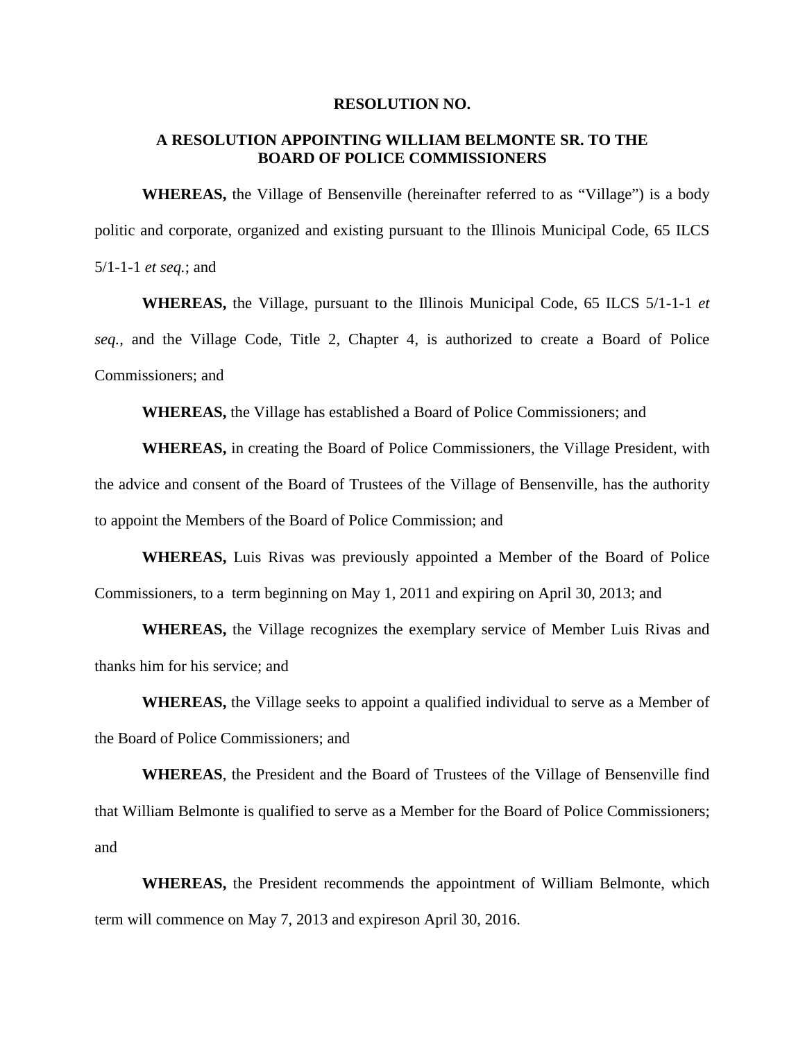**RESOLUTION NO.**

**A RESOLUTION APPOINTING WILLIAM BELMONTE SR. TO THE BOARD OF POLICE COMMISSIONERS**

**WHEREAS,** the Village of Bensenville (hereinafter referred to as "Village") is a body politic and corporate, organized and existing pursuant to the Illinois Municipal Code, 65 ILCS 5/1-1-1 *et seq.*; and

**WHEREAS,** the Village, pursuant to the Illinois Municipal Code, 65 ILCS 5/1-1-1 *et seq.*, and the Village Code, Title 2, Chapter 4, is authorized to create a Board of Police Commissioners; and

**WHEREAS,** the Village has established a Board of Police Commissioners; and

**WHEREAS,** in creating the Board of Police Commissioners, the Village President, with the advice and consent of the Board of Trustees of the Village of Bensenville, has the authority to appoint the Members of the Board of Police Commission; and

**WHEREAS,** Luis Rivas was previously appointed a Member of the Board of Police Commissioners, to a term beginning on May 1, 2011 and expiring on April 30, 2013; and

**WHEREAS,** the Village recognizes the exemplary service of Member Luis Rivas and thanks him for his service; and

**WHEREAS,** the Village seeks to appoint a qualified individual to serve as a Member of the Board of Police Commissioners; and

**WHEREAS**, the President and the Board of Trustees of the Village of Bensenville find that William Belmonte is qualified to serve as a Member for the Board of Police Commissioners; and

**WHEREAS,** the President recommends the appointment of William Belmonte, which term will commence on May 7, 2013 and expireson April 30, 2016.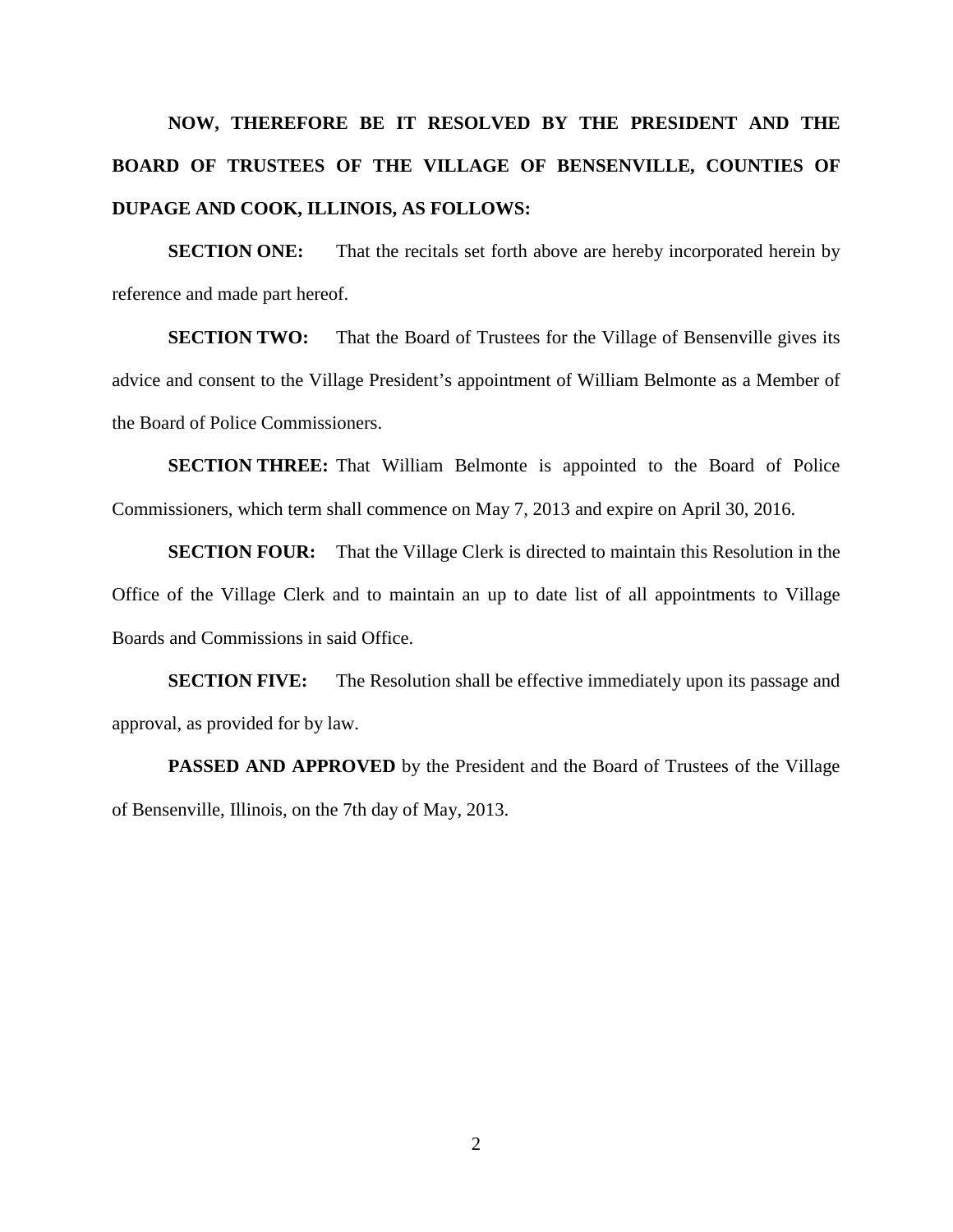**NOW, THEREFORE BE IT RESOLVED BY THE PRESIDENT AND THE BOARD OF TRUSTEES OF THE VILLAGE OF BENSENVILLE, COUNTIES OF DUPAGE AND COOK, ILLINOIS, AS FOLLOWS:**

**SECTION ONE:** That the recitals set forth above are hereby incorporated herein by reference and made part hereof.

**SECTION TWO:** That the Board of Trustees for the Village of Bensenville gives its advice and consent to the Village President's appointment of William Belmonte as a Member of the Board of Police Commissioners.

**SECTION THREE:** That William Belmonte is appointed to the Board of Police Commissioners, which term shall commence on May 7, 2013 and expire on April 30, 2016.

**SECTION FOUR:** That the Village Clerk is directed to maintain this Resolution in the Office of the Village Clerk and to maintain an up to date list of all appointments to Village Boards and Commissions in said Office.

**SECTION FIVE:** The Resolution shall be effective immediately upon its passage and approval, as provided for by law.

**PASSED AND APPROVED** by the President and the Board of Trustees of the Village of Bensenville, Illinois, on the 7th day of May, 2013.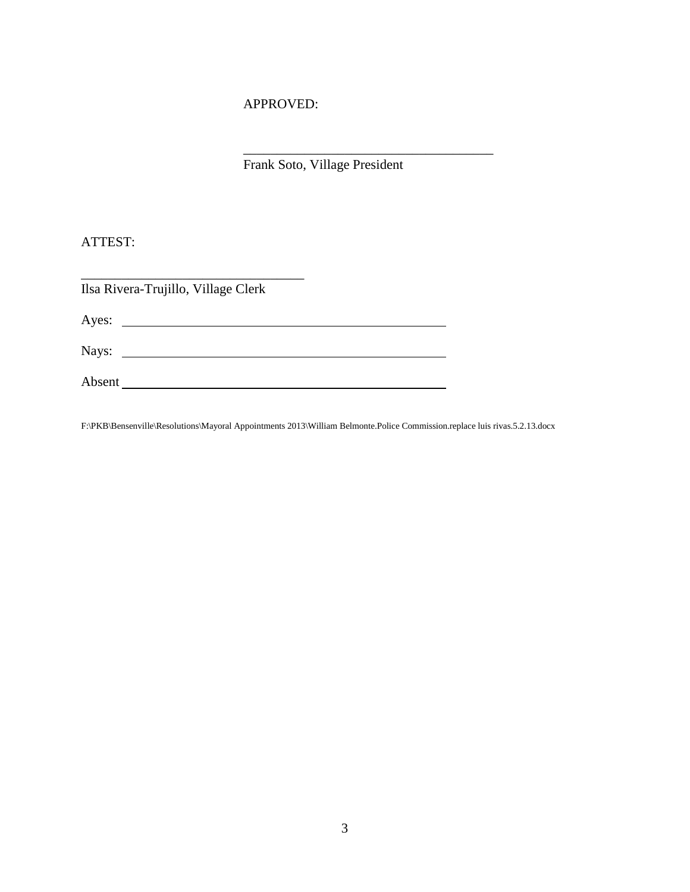APPROVED:

\_\_\_\_\_\_\_\_\_\_\_\_\_\_\_\_\_\_\_\_\_\_\_\_\_\_\_\_\_\_\_\_\_\_\_\_\_
Frank Soto, Village President

ATTEST:

\_\_\_\_\_\_\_\_\_\_\_\_\_\_\_\_\_\_\_\_\_\_\_\_\_\_\_\_\_\_\_\_\_
Ilsa Rivera-Trujillo, Village Clerk

Ayes: \_\_\_\_\_\_\_\_\_\_\_\_\_\_\_\_\_\_\_\_\_\_\_\_\_\_\_\_\_\_\_\_\_\_\_\_\_\_\_\_\_\_\_\_

Nays: \_\_\_\_\_\_\_\_\_\_\_\_\_\_\_\_\_\_\_\_\_\_\_\_\_\_\_\_\_\_\_\_\_\_\_\_\_\_\_\_\_\_\_\_

Absent \_\_\_\_\_\_\_\_\_\_\_\_\_\_\_\_\_\_\_\_\_\_\_\_\_\_\_\_\_\_\_\_\_\_\_\_\_\_\_\_\_\_\_\_

F:\PKB\Bensenville\Resolutions\Mayoral Appointments 2013\William Belmonte.Police Commission.replace luis rivas.5.2.13.docx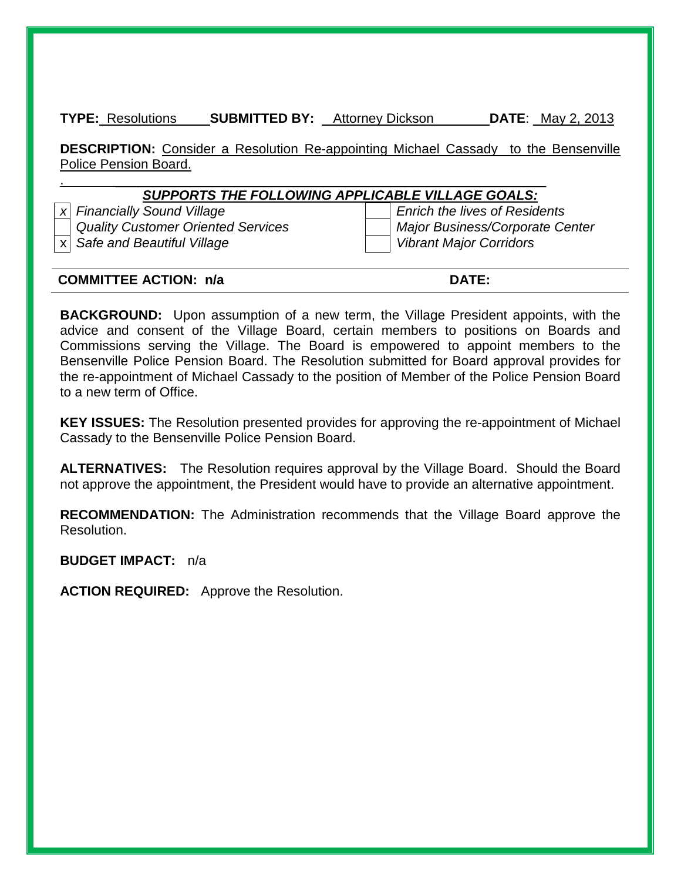**TYPE:** Resolutions **SUBMITTED BY:** Attorney Dickson **DATE**: May 2, 2013

**DESCRIPTION:** Consider a Resolution Re-appointing Michael Cassady to the Bensenville Police Pension Board.

***SUPPORTS THE FOLLOWING APPLICABLE VILLAGE GOALS:***

| | | | |
|---|---|---|---|
| x | *Financially Sound Village* | | *Enrich the lives of Residents* |
| | *Quality Customer Oriented Services* | | *Major Business/Corporate Center* |
| x | *Safe and Beautiful Village* | | *Vibrant Major Corridors* |

**COMMITTEE ACTION: n/a** **DATE:**

**BACKGROUND:** Upon assumption of a new term, the Village President appoints, with the advice and consent of the Village Board, certain members to positions on Boards and Commissions serving the Village. The Board is empowered to appoint members to the Bensenville Police Pension Board. The Resolution submitted for Board approval provides for the re-appointment of Michael Cassady to the position of Member of the Police Pension Board to a new term of Office.

**KEY ISSUES:** The Resolution presented provides for approving the re-appointment of Michael Cassady to the Bensenville Police Pension Board.

**ALTERNATIVES:** The Resolution requires approval by the Village Board. Should the Board not approve the appointment, the President would have to provide an alternative appointment.

**RECOMMENDATION:** The Administration recommends that the Village Board approve the Resolution.

**BUDGET IMPACT:** n/a

**ACTION REQUIRED:** Approve the Resolution.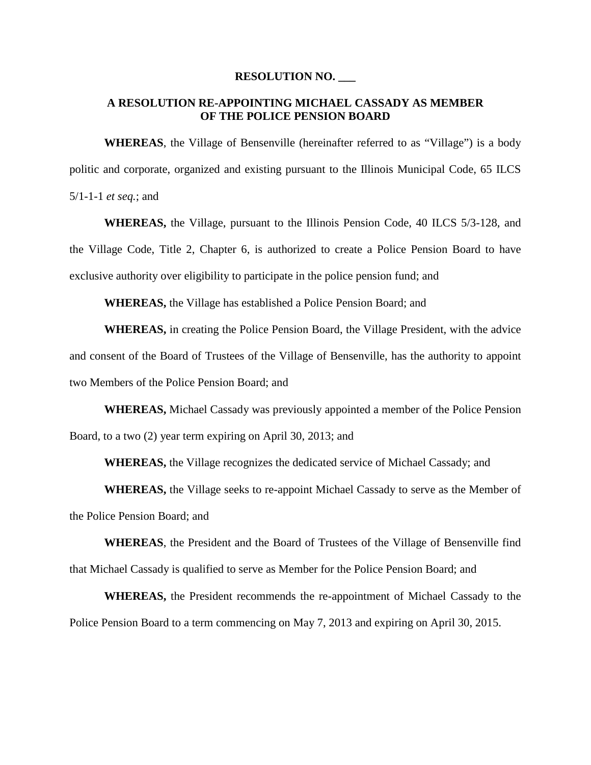**RESOLUTION NO. \_\_\_**

**A RESOLUTION RE-APPOINTING MICHAEL CASSADY AS MEMBER OF THE POLICE PENSION BOARD**

**WHEREAS**, the Village of Bensenville (hereinafter referred to as "Village") is a body politic and corporate, organized and existing pursuant to the Illinois Municipal Code, 65 ILCS 5/1-1-1 *et seq.*; and

**WHEREAS,** the Village, pursuant to the Illinois Pension Code, 40 ILCS 5/3-128, and the Village Code, Title 2, Chapter 6, is authorized to create a Police Pension Board to have exclusive authority over eligibility to participate in the police pension fund; and

**WHEREAS,** the Village has established a Police Pension Board; and

**WHEREAS,** in creating the Police Pension Board, the Village President, with the advice and consent of the Board of Trustees of the Village of Bensenville, has the authority to appoint two Members of the Police Pension Board; and

**WHEREAS,** Michael Cassady was previously appointed a member of the Police Pension Board, to a two (2) year term expiring on April 30, 2013; and

**WHEREAS,** the Village recognizes the dedicated service of Michael Cassady; and

**WHEREAS,** the Village seeks to re-appoint Michael Cassady to serve as the Member of the Police Pension Board; and

**WHEREAS**, the President and the Board of Trustees of the Village of Bensenville find that Michael Cassady is qualified to serve as Member for the Police Pension Board; and

**WHEREAS,** the President recommends the re-appointment of Michael Cassady to the Police Pension Board to a term commencing on May 7, 2013 and expiring on April 30, 2015.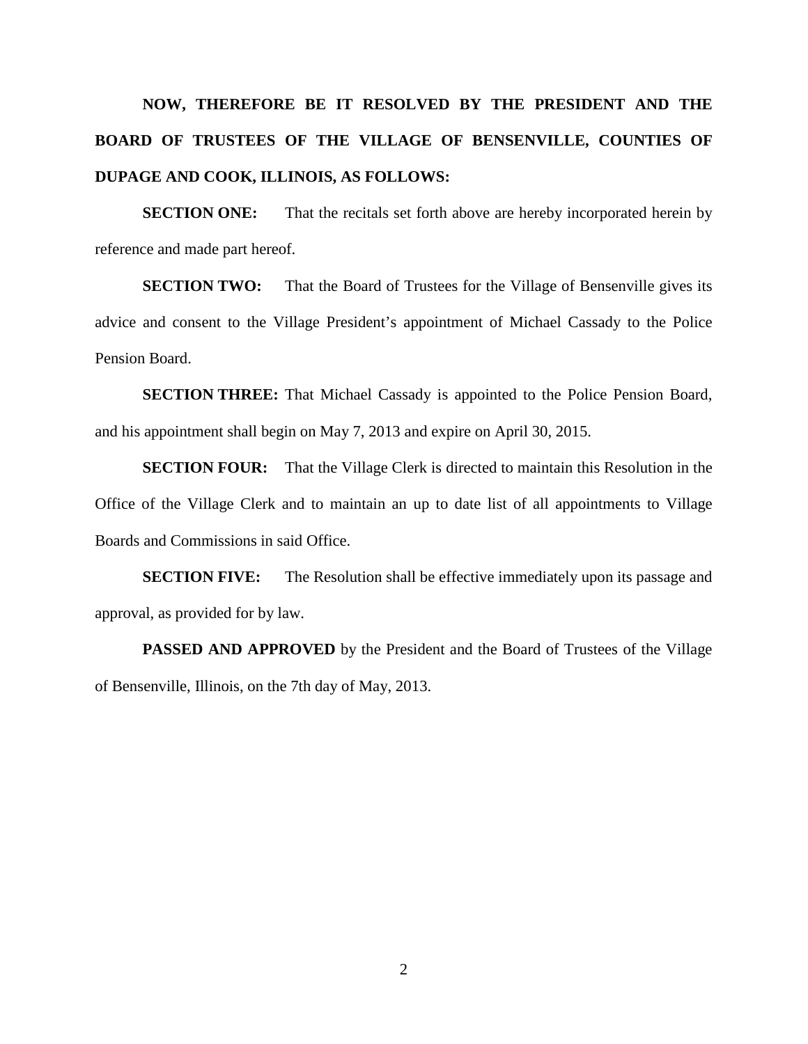**NOW, THEREFORE BE IT RESOLVED BY THE PRESIDENT AND THE BOARD OF TRUSTEES OF THE VILLAGE OF BENSENVILLE, COUNTIES OF DUPAGE AND COOK, ILLINOIS, AS FOLLOWS:**

**SECTION ONE:** That the recitals set forth above are hereby incorporated herein by reference and made part hereof.

**SECTION TWO:** That the Board of Trustees for the Village of Bensenville gives its advice and consent to the Village President's appointment of Michael Cassady to the Police Pension Board.

**SECTION THREE:** That Michael Cassady is appointed to the Police Pension Board, and his appointment shall begin on May 7, 2013 and expire on April 30, 2015.

**SECTION FOUR:** That the Village Clerk is directed to maintain this Resolution in the Office of the Village Clerk and to maintain an up to date list of all appointments to Village Boards and Commissions in said Office.

**SECTION FIVE:** The Resolution shall be effective immediately upon its passage and approval, as provided for by law.

**PASSED AND APPROVED** by the President and the Board of Trustees of the Village of Bensenville, Illinois, on the 7th day of May, 2013.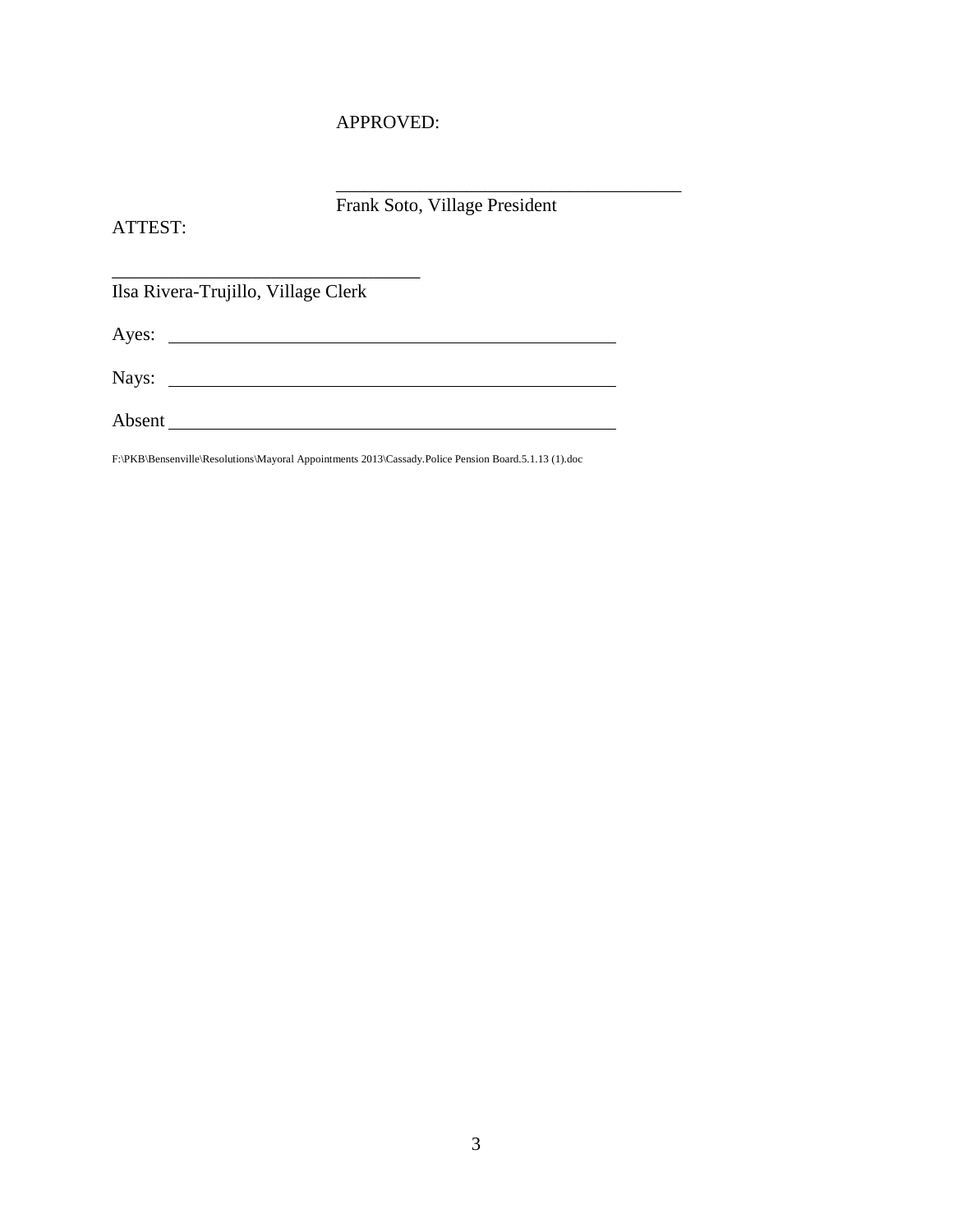APPROVED:

\_\_\_\_\_\_\_\_\_\_\_\_\_\_\_\_\_\_\_\_\_\_\_\_\_\_\_\_\_\_\_\_\_\_\_\_\_\_\_
Frank Soto, Village President

ATTEST:

\_\_\_\_\_\_\_\_\_\_\_\_\_\_\_\_\_\_\_\_\_\_\_\_\_\_\_\_\_\_\_\_\_\_\_
Ilsa Rivera-Trujillo, Village Clerk

Ayes: \_\_\_\_\_\_\_\_\_\_\_\_\_\_\_\_\_\_\_\_\_\_\_\_\_\_\_\_\_\_\_\_\_\_\_\_\_\_\_\_\_\_\_\_\_\_\_\_

Nays: \_\_\_\_\_\_\_\_\_\_\_\_\_\_\_\_\_\_\_\_\_\_\_\_\_\_\_\_\_\_\_\_\_\_\_\_\_\_\_\_\_\_\_\_\_\_\_\_

Absent \_\_\_\_\_\_\_\_\_\_\_\_\_\_\_\_\_\_\_\_\_\_\_\_\_\_\_\_\_\_\_\_\_\_\_\_\_\_\_\_\_\_\_\_\_\_\_\_

F:\PKB\Bensenville\Resolutions\Mayoral Appointments 2013\Cassady.Police Pension Board.5.1.13 (1).doc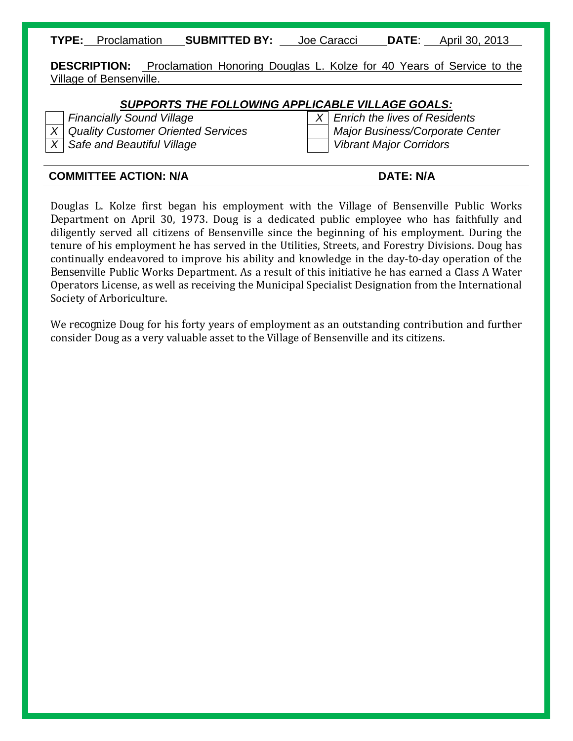**TYPE:** Proclamation **SUBMITTED BY:** Joe Caracci **DATE:** April 30, 2013

**DESCRIPTION:** Proclamation Honoring Douglas L. Kolze for 40 Years of Service to the Village of Bensenville.

***SUPPORTS THE FOLLOWING APPLICABLE VILLAGE GOALS:***

| | | | |
|---|---|---|---|
| | *Financially Sound Village* | X | *Enrich the lives of Residents* |
| X | *Quality Customer Oriented Services* | | *Major Business/Corporate Center* |
| X | *Safe and Beautiful Village* | | *Vibrant Major Corridors* |

**COMMITTEE ACTION: N/A** **DATE: N/A**

Douglas L. Kolze first began his employment with the Village of Bensenville Public Works Department on April 30, 1973. Doug is a dedicated public employee who has faithfully and diligently served all citizens of Bensenville since the beginning of his employment. During the tenure of his employment he has served in the Utilities, Streets, and Forestry Divisions. Doug has continually endeavored to improve his ability and knowledge in the day-to-day operation of the Bensenville Public Works Department. As a result of this initiative he has earned a Class A Water Operators License, as well as receiving the Municipal Specialist Designation from the International Society of Arboriculture.

We recognize Doug for his forty years of employment as an outstanding contribution and further consider Doug as a very valuable asset to the Village of Bensenville and its citizens.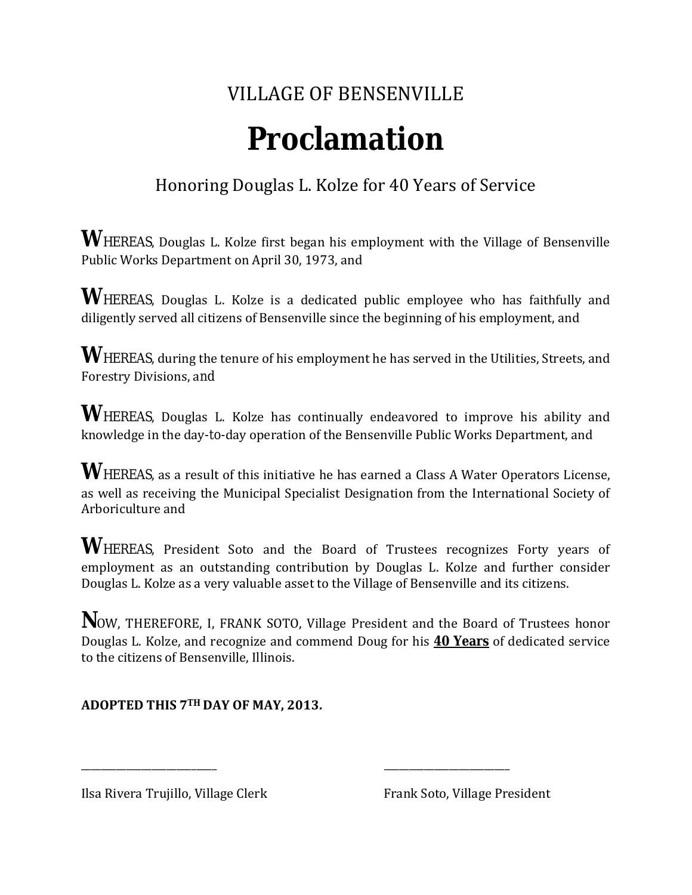VILLAGE OF BENSENVILLE

# Proclamation

Honoring Douglas L. Kolze for 40 Years of Service

**W**HEREAS, Douglas L. Kolze first began his employment with the Village of Bensenville Public Works Department on April 30, 1973, and

**W**HEREAS, Douglas L. Kolze is a dedicated public employee who has faithfully and diligently served all citizens of Bensenville since the beginning of his employment, and

**W**HEREAS, during the tenure of his employment he has served in the Utilities, Streets, and Forestry Divisions, and

**W**HEREAS, Douglas L. Kolze has continually endeavored to improve his ability and knowledge in the day-to-day operation of the Bensenville Public Works Department, and

**W**HEREAS, as a result of this initiative he has earned a Class A Water Operators License, as well as receiving the Municipal Specialist Designation from the International Society of Arboriculture and

**W**HEREAS, President Soto and the Board of Trustees recognizes Forty years of employment as an outstanding contribution by Douglas L. Kolze and further consider Douglas L. Kolze as a very valuable asset to the Village of Bensenville and its citizens.

**N**OW, THEREFORE, I, FRANK SOTO, Village President and the Board of Trustees honor Douglas L. Kolze, and recognize and commend Doug for his **40 Years** of dedicated service to the citizens of Bensenville, Illinois.

**ADOPTED THIS 7TH DAY OF MAY, 2013.**

\_\_\_\_\_\_\_\_\_\_\_\_\_\_\_\_\_\_\_\_\_\_\_\_\_\_\_

Ilsa Rivera Trujillo, Village Clerk

\_\_\_\_\_\_\_\_\_\_\_\_\_\_\_\_\_\_\_\_\_\_\_\_\_\_\_

Frank Soto, Village President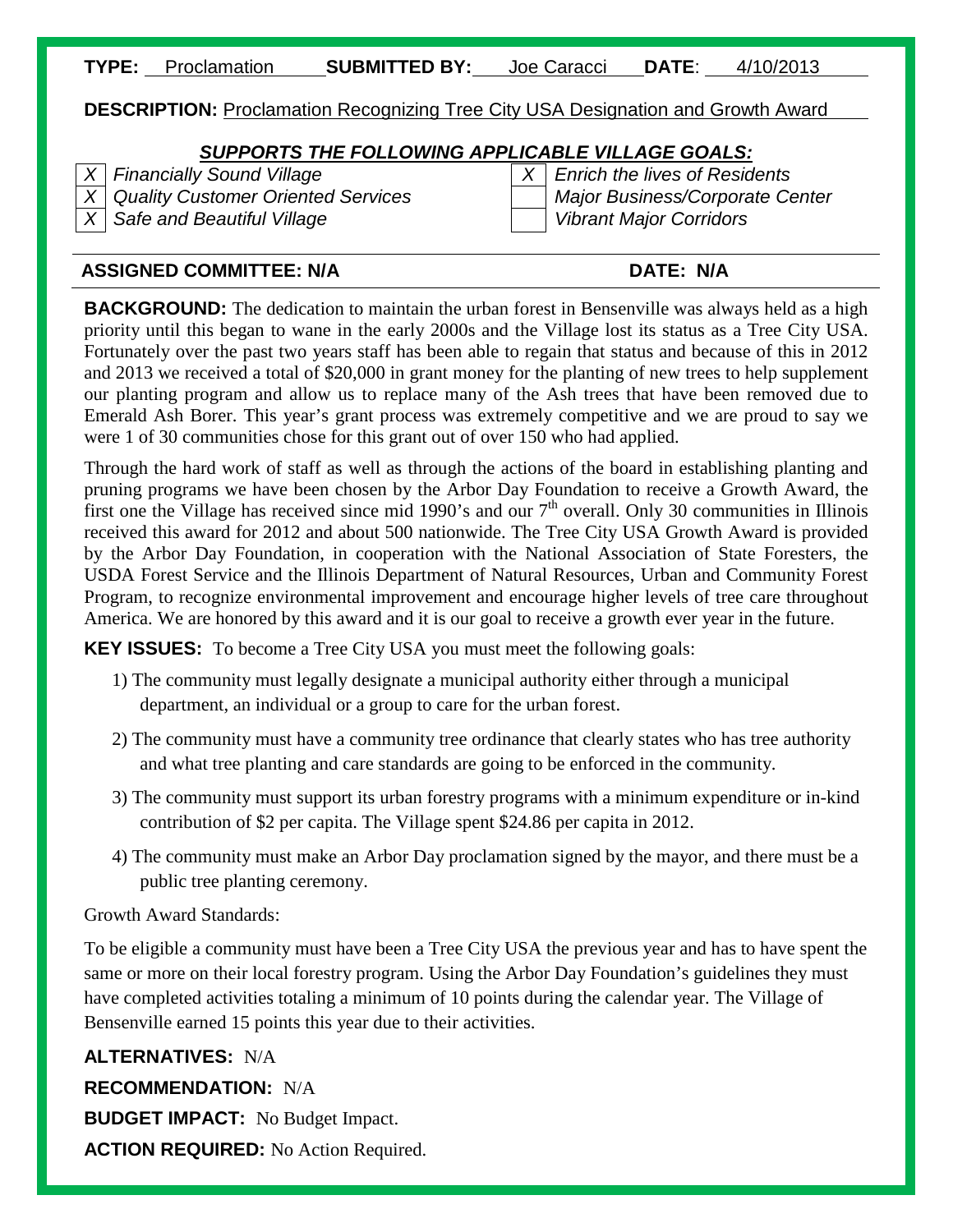**TYPE:** Proclamation **SUBMITTED BY:** Joe Caracci **DATE:** 4/10/2013

**DESCRIPTION:** Proclamation Recognizing Tree City USA Designation and Growth Award

***SUPPORTS THE FOLLOWING APPLICABLE VILLAGE GOALS:***

| | | | |
|---|---|---|---|
| X | *Financially Sound Village* | X | *Enrich the lives of Residents* |
| X | *Quality Customer Oriented Services* | | *Major Business/Corporate Center* |
| X | *Safe and Beautiful Village* | | *Vibrant Major Corridors* |

**ASSIGNED COMMITTEE: N/A** **DATE: N/A**

**BACKGROUND:** The dedication to maintain the urban forest in Bensenville was always held as a high priority until this began to wane in the early 2000s and the Village lost its status as a Tree City USA. Fortunately over the past two years staff has been able to regain that status and because of this in 2012 and 2013 we received a total of $20,000 in grant money for the planting of new trees to help supplement our planting program and allow us to replace many of the Ash trees that have been removed due to Emerald Ash Borer. This year's grant process was extremely competitive and we are proud to say we were 1 of 30 communities chose for this grant out of over 150 who had applied.

Through the hard work of staff as well as through the actions of the board in establishing planting and pruning programs we have been chosen by the Arbor Day Foundation to receive a Growth Award, the first one the Village has received since mid 1990's and our 7th overall. Only 30 communities in Illinois received this award for 2012 and about 500 nationwide. The Tree City USA Growth Award is provided by the Arbor Day Foundation, in cooperation with the National Association of State Foresters, the USDA Forest Service and the Illinois Department of Natural Resources, Urban and Community Forest Program, to recognize environmental improvement and encourage higher levels of tree care throughout America. We are honored by this award and it is our goal to receive a growth ever year in the future.

**KEY ISSUES:** To become a Tree City USA you must meet the following goals:

1) The community must legally designate a municipal authority either through a municipal department, an individual or a group to care for the urban forest.
2) The community must have a community tree ordinance that clearly states who has tree authority and what tree planting and care standards are going to be enforced in the community.
3) The community must support its urban forestry programs with a minimum expenditure or in-kind contribution of $2 per capita. The Village spent $24.86 per capita in 2012.
4) The community must make an Arbor Day proclamation signed by the mayor, and there must be a public tree planting ceremony.

Growth Award Standards:

To be eligible a community must have been a Tree City USA the previous year and has to have spent the same or more on their local forestry program. Using the Arbor Day Foundation's guidelines they must have completed activities totaling a minimum of 10 points during the calendar year. The Village of Bensenville earned 15 points this year due to their activities.

**ALTERNATIVES:** N/A

**RECOMMENDATION:** N/A

**BUDGET IMPACT:** No Budget Impact.

**ACTION REQUIRED:** No Action Required.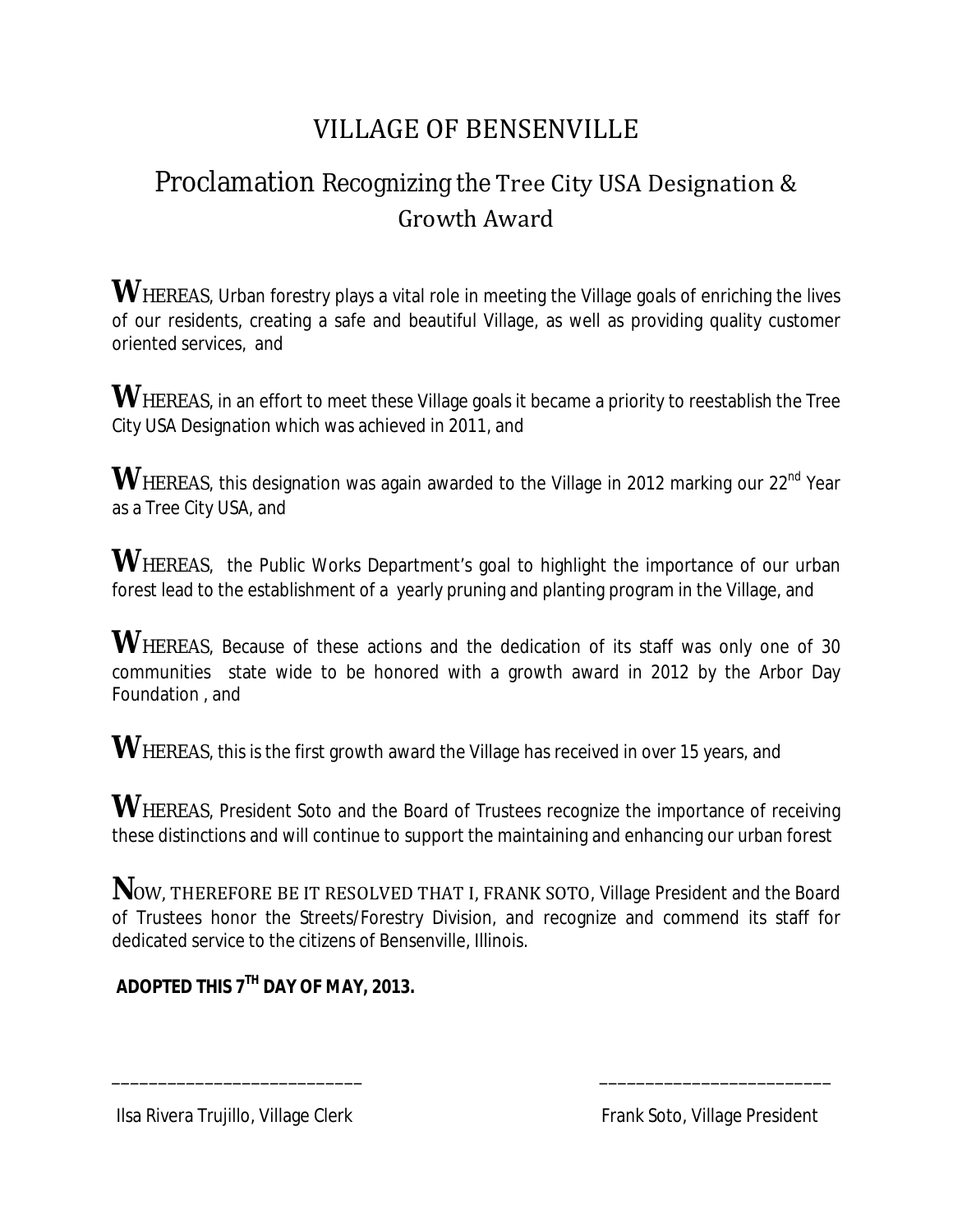# VILLAGE OF BENSENVILLE

## Proclamation Recognizing the Tree City USA Designation & Growth Award

**W**HEREAS, Urban forestry plays a vital role in meeting the Village goals of enriching the lives of our residents, creating a safe and beautiful Village, as well as providing quality customer oriented services, and

**W**HEREAS, in an effort to meet these Village goals it became a priority to reestablish the Tree City USA Designation which was achieved in 2011, and

**W**HEREAS, this designation was again awarded to the Village in 2012 marking our 22nd Year as a Tree City USA, and

**W**HEREAS, the Public Works Department's goal to highlight the importance of our urban forest lead to the establishment of a yearly pruning and planting program in the Village, and

**W**HEREAS, Because of these actions and the dedication of its staff was only one of 30 communities state wide to be honored with a growth award in 2012 by the Arbor Day Foundation , and

**W**HEREAS, this is the first growth award the Village has received in over 15 years, and

**W**HEREAS, President Soto and the Board of Trustees recognize the importance of receiving these distinctions and will continue to support the maintaining and enhancing our urban forest

**N**OW, THEREFORE BE IT RESOLVED THAT I, FRANK SOTO, Village President and the Board of Trustees honor the Streets/Forestry Division, and recognize and commend its staff for dedicated service to the citizens of Bensenville, Illinois.

**ADOPTED THIS 7TH DAY OF MAY, 2013.**

___________________________ ___________________________

Ilsa Rivera Trujillo, Village Clerk Frank Soto, Village President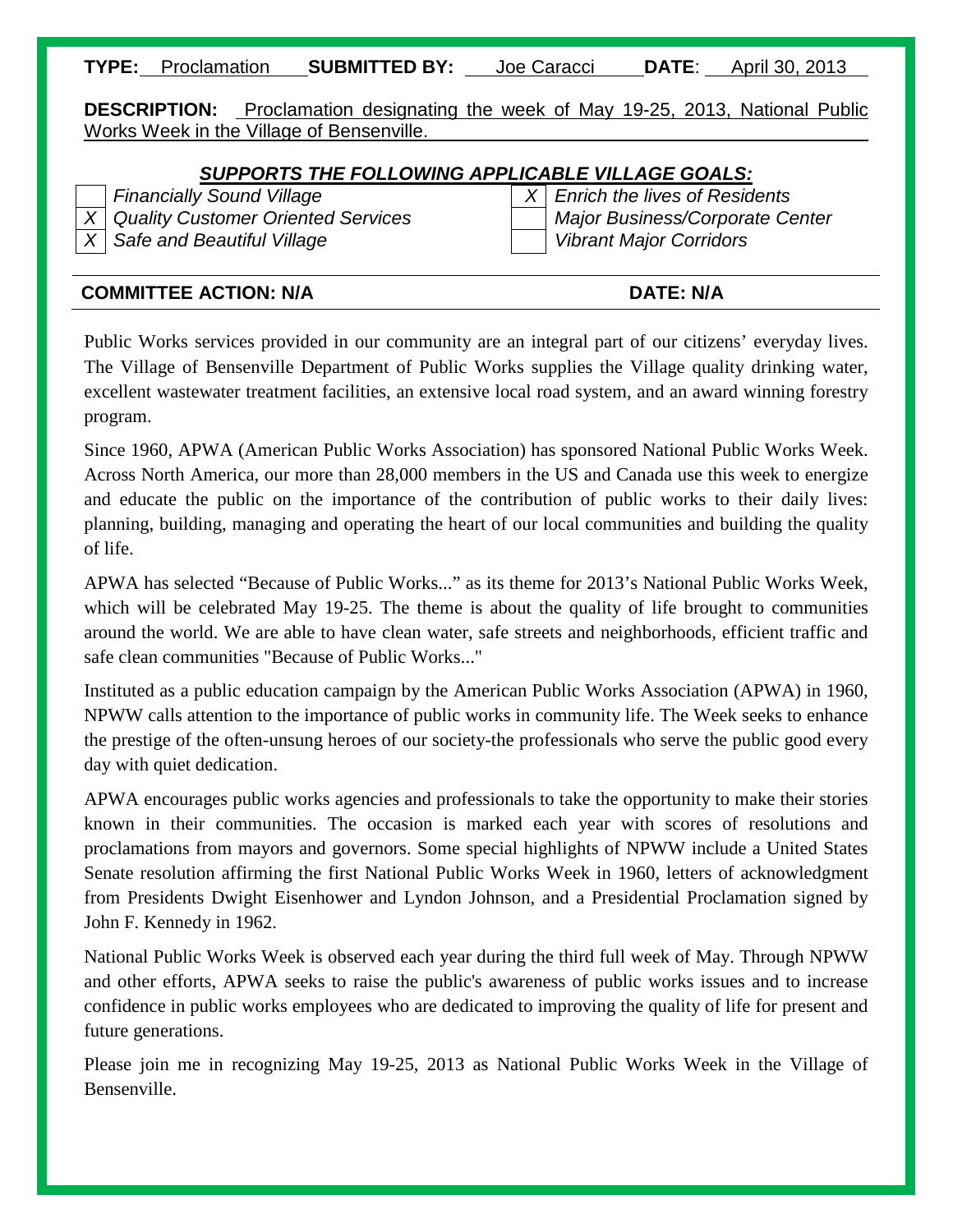**TYPE:** Proclamation **SUBMITTED BY:** Joe Caracci **DATE**: April 30, 2013

**DESCRIPTION:** Proclamation designating the week of May 19-25, 2013, National Public Works Week in the Village of Bensenville.

***SUPPORTS THE FOLLOWING APPLICABLE VILLAGE GOALS:***

| | | | |
|---|---|---|---|
| | *Financially Sound Village* | X | *Enrich the lives of Residents* |
| X | *Quality Customer Oriented Services* | | *Major Business/Corporate Center* |
| X | *Safe and Beautiful Village* | | *Vibrant Major Corridors* |

**COMMITTEE ACTION: N/A** **DATE: N/A**

Public Works services provided in our community are an integral part of our citizens' everyday lives. The Village of Bensenville Department of Public Works supplies the Village quality drinking water, excellent wastewater treatment facilities, an extensive local road system, and an award winning forestry program.

Since 1960, APWA (American Public Works Association) has sponsored National Public Works Week. Across North America, our more than 28,000 members in the US and Canada use this week to energize and educate the public on the importance of the contribution of public works to their daily lives: planning, building, managing and operating the heart of our local communities and building the quality of life.

APWA has selected "Because of Public Works..." as its theme for 2013's National Public Works Week, which will be celebrated May 19-25. The theme is about the quality of life brought to communities around the world. We are able to have clean water, safe streets and neighborhoods, efficient traffic and safe clean communities "Because of Public Works..."

Instituted as a public education campaign by the American Public Works Association (APWA) in 1960, NPWW calls attention to the importance of public works in community life. The Week seeks to enhance the prestige of the often-unsung heroes of our society-the professionals who serve the public good every day with quiet dedication.

APWA encourages public works agencies and professionals to take the opportunity to make their stories known in their communities. The occasion is marked each year with scores of resolutions and proclamations from mayors and governors. Some special highlights of NPWW include a United States Senate resolution affirming the first National Public Works Week in 1960, letters of acknowledgment from Presidents Dwight Eisenhower and Lyndon Johnson, and a Presidential Proclamation signed by John F. Kennedy in 1962.

National Public Works Week is observed each year during the third full week of May. Through NPWW and other efforts, APWA seeks to raise the public's awareness of public works issues and to increase confidence in public works employees who are dedicated to improving the quality of life for present and future generations.

Please join me in recognizing May 19-25, 2013 as National Public Works Week in the Village of Bensenville.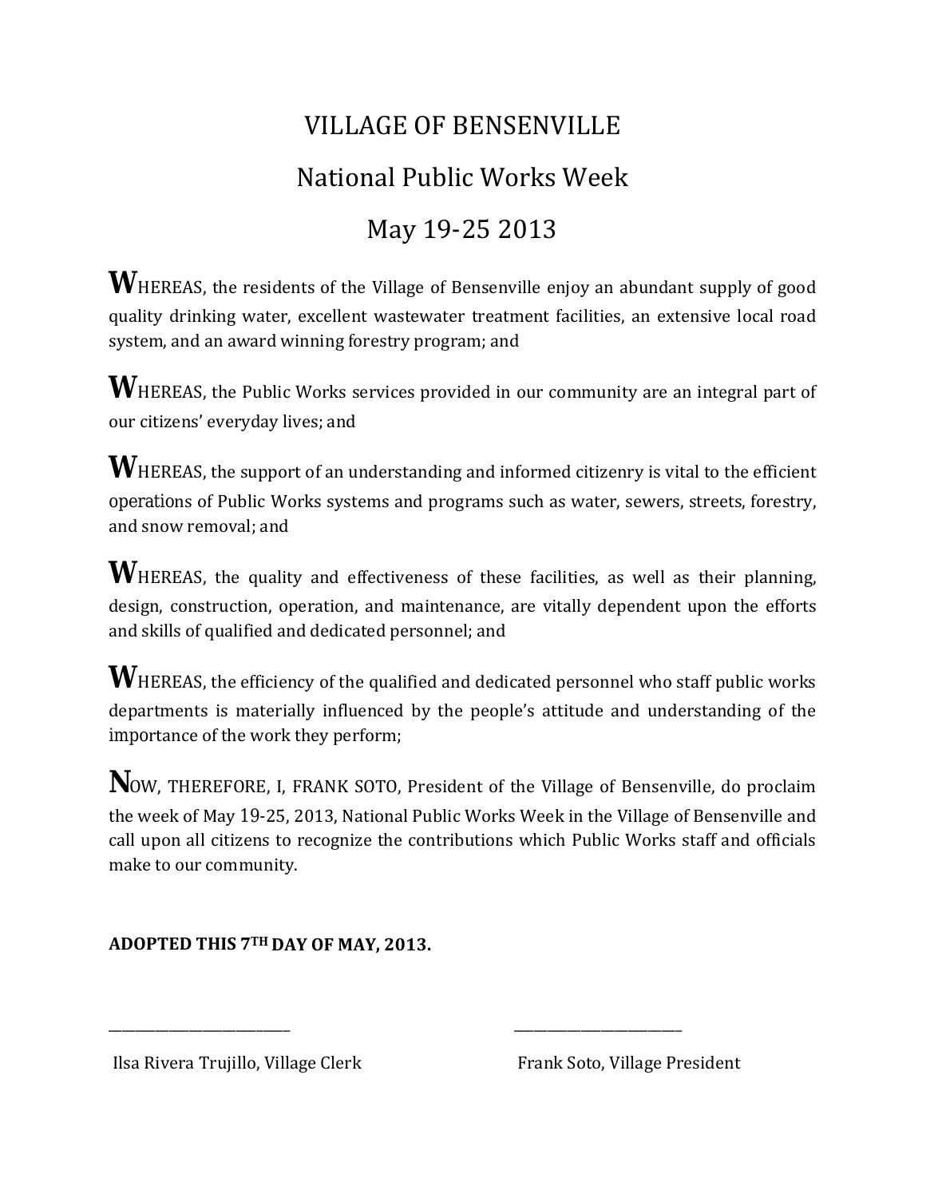# VILLAGE OF BENSENVILLE

## National Public Works Week

## May 19-25 2013

**W**HEREAS, the residents of the Village of Bensenville enjoy an abundant supply of good quality drinking water, excellent wastewater treatment facilities, an extensive local road system, and an award winning forestry program; and

**W**HEREAS, the Public Works services provided in our community are an integral part of our citizens' everyday lives; and

**W**HEREAS, the support of an understanding and informed citizenry is vital to the efficient operations of Public Works systems and programs such as water, sewers, streets, forestry, and snow removal; and

**W**HEREAS, the quality and effectiveness of these facilities, as well as their planning, design, construction, operation, and maintenance, are vitally dependent upon the efforts and skills of qualified and dedicated personnel; and

**W**HEREAS, the efficiency of the qualified and dedicated personnel who staff public works departments is materially influenced by the people's attitude and understanding of the importance of the work they perform;

**N**OW, THEREFORE, I, FRANK SOTO, President of the Village of Bensenville, do proclaim the week of May 19-25, 2013, National Public Works Week in the Village of Bensenville and call upon all citizens to recognize the contributions which Public Works staff and officials make to our community.

**ADOPTED THIS 7TH DAY OF MAY, 2013.**

\_\_\_\_\_\_\_\_\_\_\_\_\_\_\_\_\_\_\_\_\_\_\_\_\_\_
Ilsa Rivera Trujillo, Village Clerk

\_\_\_\_\_\_\_\_\_\_\_\_\_\_\_\_\_\_\_\_\_\_\_\_\_\_
Frank Soto, Village President